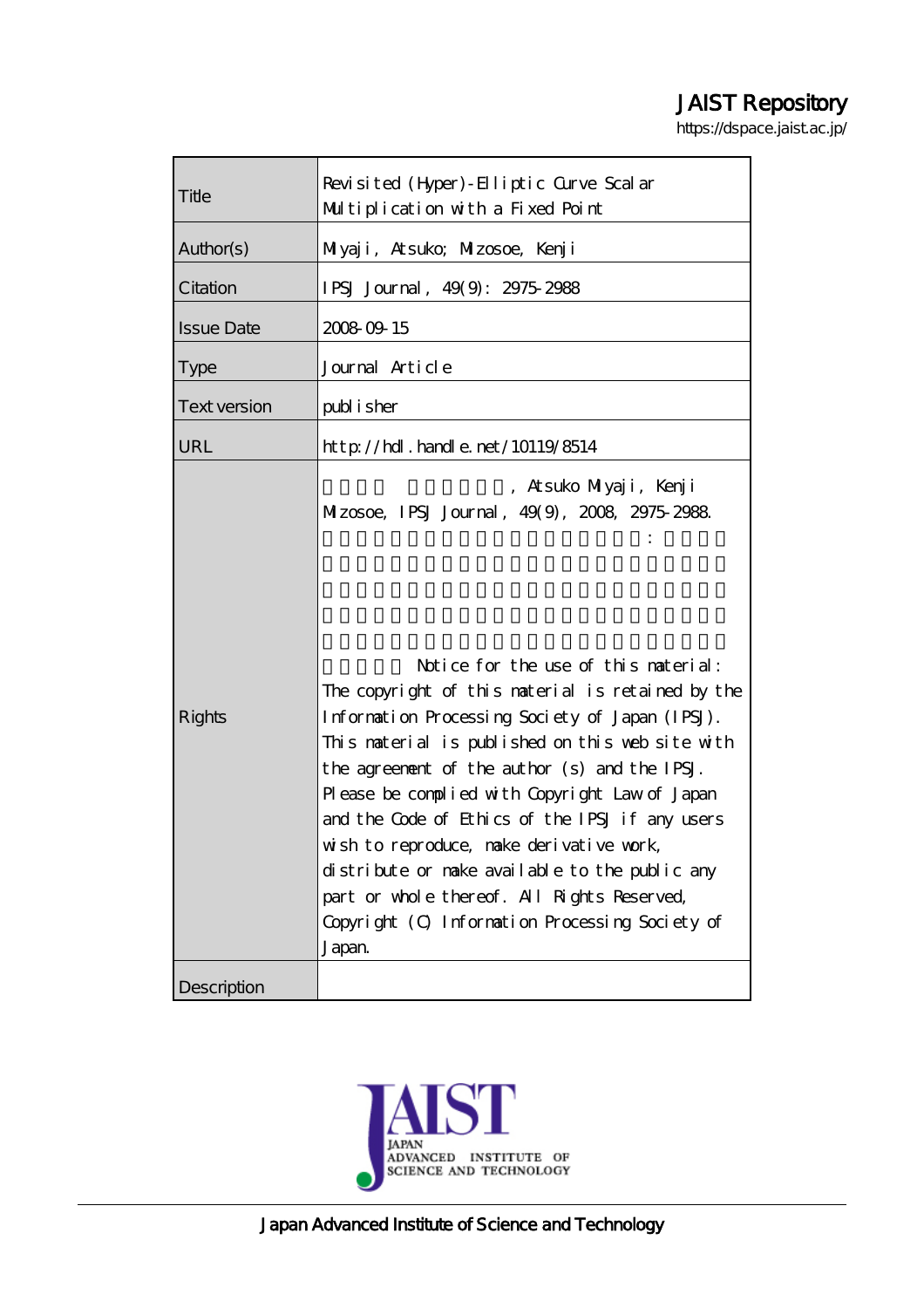# JAIST Repository

https://dspace.jaist.ac.jp/

| | |
|---|---|
| Title | Revisited (Hyper)-Elliptic Curve Scalar Multiplication with a Fixed Point |
| Author(s) | Miyaji, Atsuko; Mizosoe, Kenji |
| Citation | IPSJ Journal, 49(9): 2975-2988 |
| Issue Date | 2008-09-15 |
| Type | Journal Article |
| Text version | publisher |
| URL | http://hdl.handle.net/10119/8514 |
| Rights | , Atsuko Miyaji, Kenji Mizosoe, IPSJ Journal, 49(9), 2008, 2975-2988. : Notice for the use of this material: The copyright of this material is retained by the Information Processing Society of Japan (IPSJ). This material is published on this web site with the agreement of the author (s) and the IPSJ. Please be complied with Copyright Law of Japan and the Code of Ethics of the IPSJ if any users wish to reproduce, make derivative work, distribute or make available to the public any part or whole thereof. All Rights Reserved, Copyright (C) Information Processing Society of Japan. |
| Description | |

Japan Advanced Institute of Science and Technology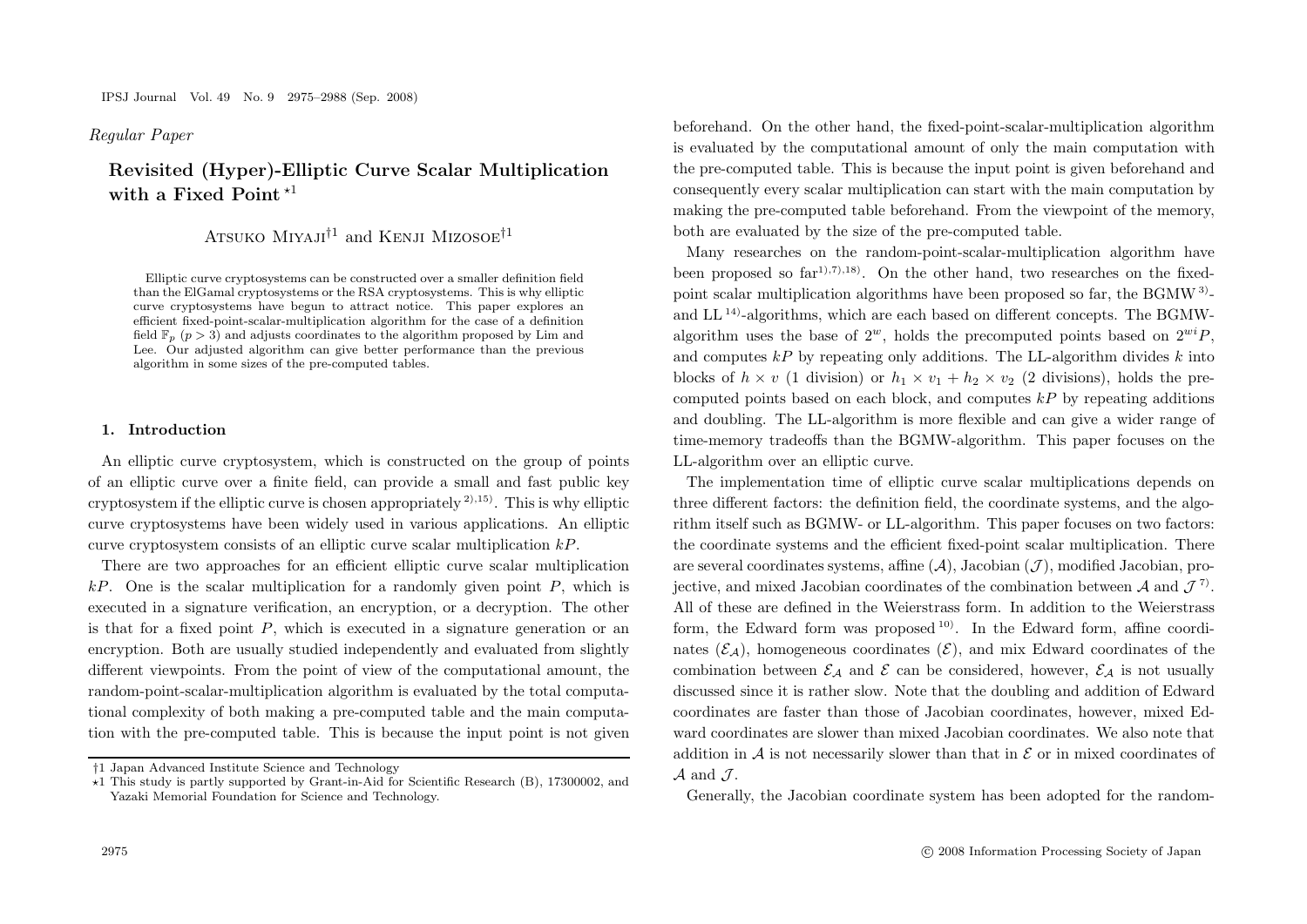*Regular Paper*

# Revisited (Hyper)-Elliptic Curve Scalar Multiplication with a Fixed Point [⋆1]

Atsuko Miyaji[†1] and Kenji Mizosoe[†1]

Elliptic curve cryptosystems can be constructed over a smaller definition field than the ElGamal cryptosystems or the RSA cryptosystems. This is why elliptic curve cryptosystems have begun to attract notice. This paper explores an efficient fixed-point-scalar-multiplication algorithm for the case of a definition field $\mathbb{F}_p$ ($p > 3$) and adjusts coordinates to the algorithm proposed by Lim and Lee. Our adjusted algorithm can give better performance than the previous algorithm in some sizes of the pre-computed tables.

## 1. Introduction

An elliptic curve cryptosystem, which is constructed on the group of points of an elliptic curve over a finite field, can provide a small and fast public key cryptosystem if the elliptic curve is chosen appropriately [2),15)]. This is why elliptic curve cryptosystems have been widely used in various applications. An elliptic curve cryptosystem consists of an elliptic curve scalar multiplication $kP$.

There are two approaches for an efficient elliptic curve scalar multiplication $kP$. One is the scalar multiplication for a randomly given point $P$, which is executed in a signature verification, an encryption, or a decryption. The other is that for a fixed point $P$, which is executed in a signature generation or an encryption. Both are usually studied independently and evaluated from slightly different viewpoints. From the point of view of the computational amount, the random-point-scalar-multiplication algorithm is evaluated by the total computational complexity of both making a pre-computed table and the main computation with the pre-computed table. This is because the input point is not given beforehand. On the other hand, the fixed-point-scalar-multiplication algorithm is evaluated by the computational amount of only the main computation with the pre-computed table. This is because the input point is given beforehand and consequently every scalar multiplication can start with the main computation by making the pre-computed table beforehand. From the viewpoint of the memory, both are evaluated by the size of the pre-computed table.

Many researches on the random-point-scalar-multiplication algorithm have been proposed so far[1),7),18)]. On the other hand, two researches on the fixed-point scalar multiplication algorithms have been proposed so far, the BGMW [3)]- and LL [14)]-algorithms, which are each based on different concepts. The BGMW-algorithm uses the base of $2^w$, holds the precomputed points based on $2^{wi}P$, and computes $kP$ by repeating only additions. The LL-algorithm divides $k$ into blocks of $h \times v$ (1 division) or $h_1 \times v_1 + h_2 \times v_2$ (2 divisions), holds the pre-computed points based on each block, and computes $kP$ by repeating additions and doubling. The LL-algorithm is more flexible and can give a wider range of time-memory tradeoffs than the BGMW-algorithm. This paper focuses on the LL-algorithm over an elliptic curve.

The implementation time of elliptic curve scalar multiplications depends on three different factors: the definition field, the coordinate systems, and the algorithm itself such as BGMW- or LL-algorithm. This paper focuses on two factors: the coordinate systems and the efficient fixed-point scalar multiplication. There are several coordinates systems, affine ($\mathcal{A}$), Jacobian ($\mathcal{J}$), modified Jacobian, projective, and mixed Jacobian coordinates of the combination between $\mathcal{A}$ and $\mathcal{J}$ [7)]. All of these are defined in the Weierstrass form. In addition to the Weierstrass form, the Edward form was proposed [10)]. In the Edward form, affine coordinates ($\mathcal{E}_\mathcal{A}$), homogeneous coordinates ($\mathcal{E}$), and mix Edward coordinates of the combination between $\mathcal{E}_\mathcal{A}$ and $\mathcal{E}$ can be considered, however, $\mathcal{E}_\mathcal{A}$ is not usually discussed since it is rather slow. Note that the doubling and addition of Edward coordinates are faster than those of Jacobian coordinates, however, mixed Edward coordinates are slower than mixed Jacobian coordinates. We also note that addition in $\mathcal{A}$ is not necessarily slower than that in $\mathcal{E}$ or in mixed coordinates of $\mathcal{A}$ and $\mathcal{J}$.

Generally, the Jacobian coordinate system has been adopted for the random-

---

†1 Japan Advanced Institute Science and Technology

⋆1 This study is partly supported by Grant-in-Aid for Scientific Research (B), 17300002, and Yazaki Memorial Foundation for Science and Technology.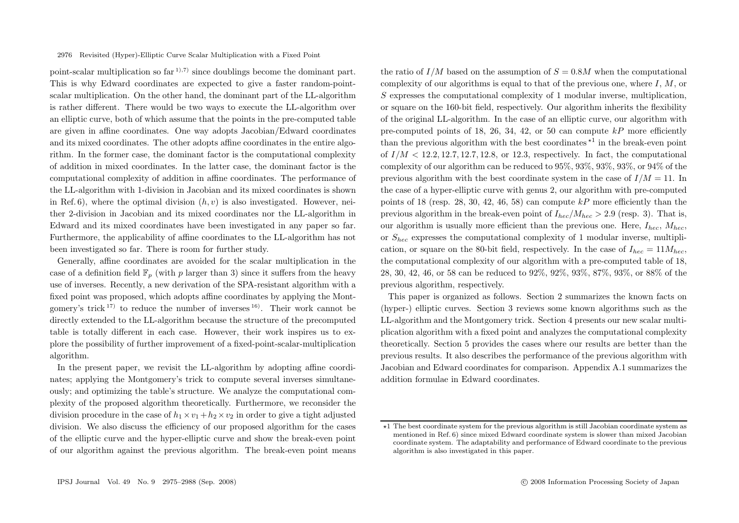point-scalar multiplication so far [1),7)] since doublings become the dominant part. This is why Edward coordinates are expected to give a faster random-point-scalar multiplication. On the other hand, the dominant part of the LL-algorithm is rather different. There would be two ways to execute the LL-algorithm over an elliptic curve, both of which assume that the points in the pre-computed table are given in affine coordinates. One way adopts Jacobian/Edward coordinates and its mixed coordinates. The other adopts affine coordinates in the entire algorithm. In the former case, the dominant factor is the computational complexity of addition in mixed coordinates. In the latter case, the dominant factor is the computational complexity of addition in affine coordinates. The performance of the LL-algorithm with 1-division in Jacobian and its mixed coordinates is shown in Ref. 6), where the optimal division $(h, v)$ is also investigated. However, neither 2-division in Jacobian and its mixed coordinates nor the LL-algorithm in Edward and its mixed coordinates have been investigated in any paper so far. Furthermore, the applicability of affine coordinates to the LL-algorithm has not been investigated so far. There is room for further study.

Generally, affine coordinates are avoided for the scalar multiplication in the case of a definition field $\mathbb{F}_p$ (with $p$ larger than 3) since it suffers from the heavy use of inverses. Recently, a new derivation of the SPA-resistant algorithm with a fixed point was proposed, which adopts affine coordinates by applying the Montgomery's trick [17)] to reduce the number of inverses [16)]. Their work cannot be directly extended to the LL-algorithm because the structure of the precomputed table is totally different in each case. However, their work inspires us to explore the possibility of further improvement of a fixed-point-scalar-multiplication algorithm.

In the present paper, we revisit the LL-algorithm by adopting affine coordinates; applying the Montgomery's trick to compute several inverses simultaneously; and optimizing the table's structure. We analyze the computational complexity of the proposed algorithm theoretically. Furthermore, we reconsider the division procedure in the case of $h_1 \times v_1 + h_2 \times v_2$ in order to give a tight adjusted division. We also discuss the efficiency of our proposed algorithm for the cases of the elliptic curve and the hyper-elliptic curve and show the break-even point of our algorithm against the previous algorithm. The break-even point means the ratio of $I/M$ based on the assumption of $S = 0.8M$ when the computational complexity of our algorithms is equal to that of the previous one, where $I$, $M$, or $S$ expresses the computational complexity of 1 modular inverse, multiplication, or square on the 160-bit field, respectively. Our algorithm inherits the flexibility of the original LL-algorithm. In the case of an elliptic curve, our algorithm with pre-computed points of 18, 26, 34, 42, or 50 can compute $kP$ more efficiently than the previous algorithm with the best coordinates [⋆1] in the break-even point of $I/M < 12.2, 12.7, 12.7, 12.8$, or $12.3$, respectively. In fact, the computational complexity of our algorithm can be reduced to 95%, 93%, 93%, 93%, or 94% of the previous algorithm with the best coordinate system in the case of $I/M = 11$. In the case of a hyper-elliptic curve with genus 2, our algorithm with pre-computed points of 18 (resp. 28, 30, 42, 46, 58) can compute $kP$ more efficiently than the previous algorithm in the break-even point of $I_{hec}/M_{hec} > 2.9$ (resp. 3). That is, our algorithm is usually more efficient than the previous one. Here, $I_{hec}$, $M_{hec}$, or $S_{hec}$ expresses the computational complexity of 1 modular inverse, multiplication, or square on the 80-bit field, respectively. In the case of $I_{hec} = 11M_{hec}$, the computational complexity of our algorithm with a pre-computed table of 18, 28, 30, 42, 46, or 58 can be reduced to 92%, 92%, 93%, 87%, 93%, or 88% of the previous algorithm, respectively.

This paper is organized as follows. Section 2 summarizes the known facts on (hyper-) elliptic curves. Section 3 reviews some known algorithms such as the LL-algorithm and the Montgomery trick. Section 4 presents our new scalar multiplication algorithm with a fixed point and analyzes the computational complexity theoretically. Section 5 provides the cases where our results are better than the previous results. It also describes the performance of the previous algorithm with Jacobian and Edward coordinates for comparison. Appendix A.1 summarizes the addition formulae in Edward coordinates.

---

⋆1 The best coordinate system for the previous algorithm is still Jacobian coordinate system as mentioned in Ref. 6) since mixed Edward coordinate system is slower than mixed Jacobian coordinate system. The adaptability and performance of Edward coordinate to the previous algorithm is also investigated in this paper.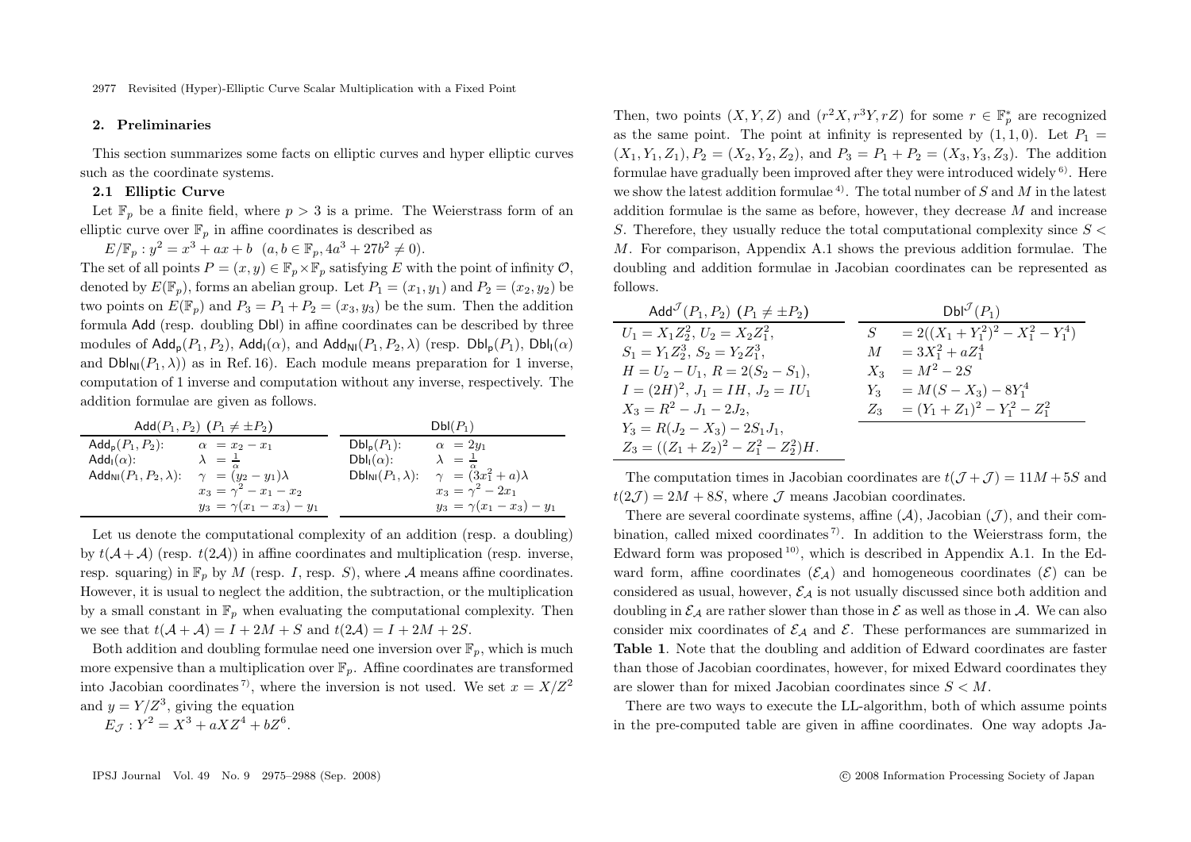## 2. Preliminaries

This section summarizes some facts on elliptic curves and hyper elliptic curves such as the coordinate systems.

### 2.1 Elliptic Curve

Let $\mathbb{F}_p$ be a finite field, where $p > 3$ is a prime. The Weierstrass form of an elliptic curve over $\mathbb{F}_p$ in affine coordinates is described as

$$E/\mathbb{F}_p : y^2 = x^3 + ax + b \quad (a, b \in \mathbb{F}_p, 4a^3 + 27b^2 \neq 0).$$

The set of all points $P = (x, y) \in \mathbb{F}_p \times \mathbb{F}_p$ satisfying $E$ with the point of infinity $\mathcal{O}$, denoted by $E(\mathbb{F}_p)$, forms an abelian group. Let $P_1 = (x_1, y_1)$ and $P_2 = (x_2, y_2)$ be two points on $E(\mathbb{F}_p)$ and $P_3 = P_1 + P_2 = (x_3, y_3)$ be the sum. Then the addition formula Add (resp. doubling Dbl) in affine coordinates can be described by three modules of $\mathsf{Add_p}(P_1, P_2)$, $\mathsf{Add_I}(\alpha)$, and $\mathsf{Add_{NI}}(P_1, P_2, \lambda)$ (resp. $\mathsf{Dbl_p}(P_1)$, $\mathsf{Dbl_I}(\alpha)$ and $\mathsf{Dbl_{NI}}(P_1, \lambda)$) as in Ref. 16). Each module means preparation for 1 inverse, computation of 1 inverse and computation without any inverse, respectively. The addition formulae are given as follows.

| $\mathsf{Add}(P_1, P_2)$ $(P_1 \neq \pm P_2)$ | |
|---|---|
| $\mathsf{Add_p}(P_1, P_2)$: | $\alpha = x_2 - x_1$ |
| $\mathsf{Add_I}(\alpha)$: | $\lambda = \frac{1}{\alpha}$ |
| $\mathsf{Add_{NI}}(P_1, P_2, \lambda)$: | $\gamma = (y_2 - y_1)\lambda$ |
| | $x_3 = \gamma^2 - x_1 - x_2$ |
| | $y_3 = \gamma(x_1 - x_3) - y_1$ |

| $\mathsf{Dbl}(P_1)$ | |
|---|---|
| $\mathsf{Dbl_p}(P_1)$: | $\alpha = 2y_1$ |
| $\mathsf{Dbl_I}(\alpha)$: | $\lambda = \frac{1}{\alpha}$ |
| $\mathsf{Dbl_{NI}}(P_1, \lambda)$: | $\gamma = (3x_1^2 + a)\lambda$ |
| | $x_3 = \gamma^2 - 2x_1$ |
| | $y_3 = \gamma(x_1 - x_3) - y_1$ |

Let us denote the computational complexity of an addition (resp. a doubling) by $t(\mathcal{A}+\mathcal{A})$ (resp. $t(2\mathcal{A})$) in affine coordinates and multiplication (resp. inverse, resp. squaring) in $\mathbb{F}_p$ by $M$ (resp. $I$, resp. $S$), where $\mathcal{A}$ means affine coordinates. However, it is usual to neglect the addition, the subtraction, or the multiplication by a small constant in $\mathbb{F}_p$ when evaluating the computational complexity. Then we see that $t(\mathcal{A}+\mathcal{A}) = I + 2M + S$ and $t(2\mathcal{A}) = I + 2M + 2S$.

Both addition and doubling formulae need one inversion over $\mathbb{F}_p$, which is much more expensive than a multiplication over $\mathbb{F}_p$. Affine coordinates are transformed into Jacobian coordinates [7], where the inversion is not used. We set $x = X/Z^2$ and $y = Y/Z^3$, giving the equation

$$E_{\mathcal{J}} : Y^2 = X^3 + aXZ^4 + bZ^6.$$

Then, two points $(X, Y, Z)$ and $(r^2X, r^3Y, rZ)$ for some $r \in \mathbb{F}_p^*$ are recognized as the same point. The point at infinity is represented by $(1, 1, 0)$. Let $P_1 = (X_1, Y_1, Z_1)$, $P_2 = (X_2, Y_2, Z_2)$, and $P_3 = P_1 + P_2 = (X_3, Y_3, Z_3)$. The addition formulae have gradually been improved after they were introduced widely [6]. Here we show the latest addition formulae [4]. The total number of $S$ and $M$ in the latest addition formulae is the same as before, however, they decrease $M$ and increase $S$. Therefore, they usually reduce the total computational complexity since $S < M$. For comparison, Appendix A.1 shows the previous addition formulae. The doubling and addition formulae in Jacobian coordinates can be represented as follows.

| $\mathsf{Add}^{\mathcal{J}}(P_1, P_2)$ $(P_1 \neq \pm P_2)$ |
|---|
| $U_1 = X_1Z_2^2$, $U_2 = X_2Z_1^2$, |
| $S_1 = Y_1Z_2^3$, $S_2 = Y_2Z_1^3$, |
| $H = U_2 - U_1$, $R = 2(S_2 - S_1)$, |
| $I = (2H)^2$, $J_1 = IH$, $J_2 = IU_1$ |
| $X_3 = R^2 - J_1 - 2J_2$, |
| $Y_3 = R(J_2 - X_3) - 2S_1J_1$, |
| $Z_3 = ((Z_1 + Z_2)^2 - Z_1^2 - Z_2^2)H$. |

| $\mathsf{Dbl}^{\mathcal{J}}(P_1)$ | |
|---|---|
| $S$ | $= 2((X_1 + Y_1^2)^2 - X_1^2 - Y_1^4)$ |
| $M$ | $= 3X_1^2 + aZ_1^4$ |
| $X_3$ | $= M^2 - 2S$ |
| $Y_3$ | $= M(S - X_3) - 8Y_1^4$ |
| $Z_3$ | $= (Y_1 + Z_1)^2 - Y_1^2 - Z_1^2$ |

The computation times in Jacobian coordinates are $t(\mathcal{J}+\mathcal{J}) = 11M + 5S$ and $t(2\mathcal{J}) = 2M + 8S$, where $\mathcal{J}$ means Jacobian coordinates.

There are several coordinate systems, affine ($\mathcal{A}$), Jacobian ($\mathcal{J}$), and their combination, called mixed coordinates [7]. In addition to the Weierstrass form, the Edward form was proposed [10], which is described in Appendix A.1. In the Edward form, affine coordinates ($\mathcal{E_A}$) and homogeneous coordinates ($\mathcal{E}$) can be considered as usual, however, $\mathcal{E_A}$ is not usually discussed since both addition and doubling in $\mathcal{E_A}$ are rather slower than those in $\mathcal{E}$ as well as those in $\mathcal{A}$. We can also consider mix coordinates of $\mathcal{E_A}$ and $\mathcal{E}$. These performances are summarized in **Table 1**. Note that the doubling and addition of Edward coordinates are faster than those of Jacobian coordinates, however, for mixed Edward coordinates they are slower than for mixed Jacobian coordinates since $S < M$.

There are two ways to execute the LL-algorithm, both of which assume points in the pre-computed table are given in affine coordinates. One way adopts Ja-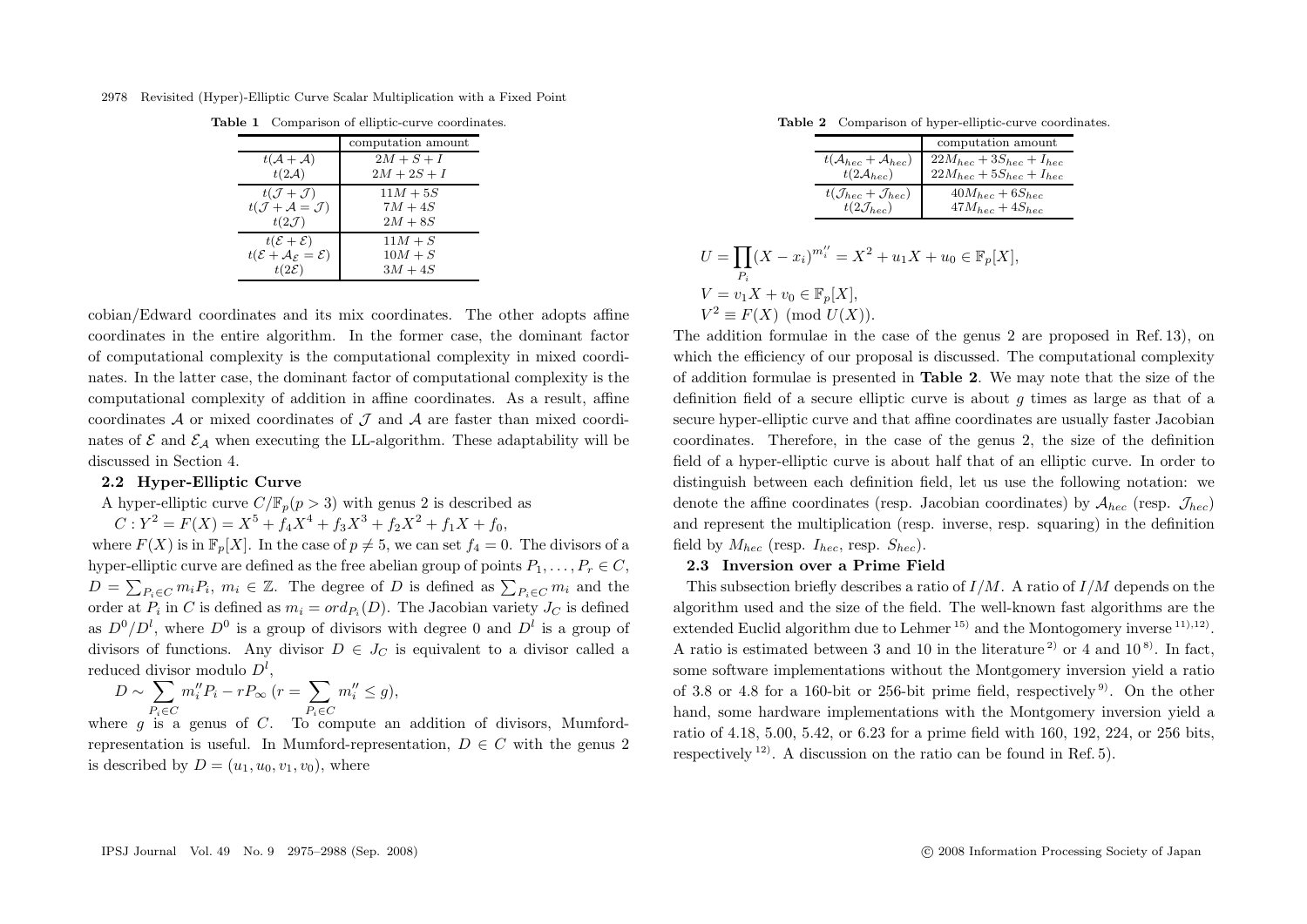**Table 1** Comparison of elliptic-curve coordinates.

| | computation amount |
|---|---|
| $t(\mathcal{A}+\mathcal{A})$ | $2M+S+I$ |
| $t(2\mathcal{A})$ | $2M+2S+I$ |
| $t(\mathcal{J}+\mathcal{J})$ | $11M+5S$ |
| $t(\mathcal{J}+\mathcal{A}=\mathcal{J})$ | $7M+4S$ |
| $t(2\mathcal{J})$ | $2M+8S$ |
| $t(\mathcal{E}+\mathcal{E})$ | $11M+S$ |
| $t(\mathcal{E}+\mathcal{A}_{\mathcal{E}}=\mathcal{E})$ | $10M+S$ |
| $t(2\mathcal{E})$ | $3M+4S$ |

cobian/Edward coordinates and its mix coordinates. The other adopts affine coordinates in the entire algorithm. In the former case, the dominant factor of computational complexity is the computational complexity in mixed coordinates. In the latter case, the dominant factor of computational complexity is the computational complexity of addition in affine coordinates. As a result, affine coordinates $\mathcal{A}$ or mixed coordinates of $\mathcal{J}$ and $\mathcal{A}$ are faster than mixed coordinates of $\mathcal{E}$ and $\mathcal{E}_{\mathcal{A}}$ when executing the LL-algorithm. These adaptability will be discussed in Section 4.

### 2.2 Hyper-Elliptic Curve

A hyper-elliptic curve $C/\mathbb{F}_p(p>3)$ with genus 2 is described as

$$C : Y^2 = F(X) = X^5 + f_4X^4 + f_3X^3 + f_2X^2 + f_1X + f_0,$$

where $F(X)$ is in $\mathbb{F}_p[X]$. In the case of $p \neq 5$, we can set $f_4 = 0$. The divisors of a hyper-elliptic curve are defined as the free abelian group of points $P_1, \ldots, P_r \in C$, $D = \sum_{P_i \in C} m_i P_i$, $m_i \in \mathbb{Z}$. The degree of $D$ is defined as $\sum_{P_i \in C} m_i$ and the order at $P_i$ in $C$ is defined as $m_i = ord_{P_i}(D)$. The Jacobian variety $J_C$ is defined as $D^0/D^l$, where $D^0$ is a group of divisors with degree 0 and $D^l$ is a group of divisors of functions. Any divisor $D \in J_C$ is equivalent to a divisor called a reduced divisor modulo $D^l$,

$$D \sim \sum_{P_i \in C} m_i'' P_i - rP_\infty \; (r = \sum_{P_i \in C} m_i'' \leq g),$$

where $g$ is a genus of $C$. To compute an addition of divisors, Mumford-representation is useful. In Mumford-representation, $D \in C$ with the genus 2 is described by $D = (u_1, u_0, v_1, v_0)$, where

**Table 2** Comparison of hyper-elliptic-curve coordinates.

| | computation amount |
|---|---|
| $t(\mathcal{A}_{hec}+\mathcal{A}_{hec})$ | $22M_{hec}+3S_{hec}+I_{hec}$ |
| $t(2\mathcal{A}_{hec})$ | $22M_{hec}+5S_{hec}+I_{hec}$ |
| $t(\mathcal{J}_{hec}+\mathcal{J}_{hec})$ | $40M_{hec}+6S_{hec}$ |
| $t(2\mathcal{J}_{hec})$ | $47M_{hec}+4S_{hec}$ |

$$U = \prod_{P_i} (X - x_i)^{m_i''} = X^2 + u_1X + u_0 \in \mathbb{F}_p[X],$$
$$V = v_1X + v_0 \in \mathbb{F}_p[X],$$
$$V^2 \equiv F(X) \pmod{U(X)}.$$

The addition formulae in the case of the genus 2 are proposed in Ref. 13), on which the efficiency of our proposal is discussed. The computational complexity of addition formulae is presented in **Table 2**. We may note that the size of the definition field of a secure elliptic curve is about $g$ times as large as that of a secure hyper-elliptic curve and that affine coordinates are usually faster Jacobian coordinates. Therefore, in the case of the genus 2, the size of the definition field of a hyper-elliptic curve is about half that of an elliptic curve. In order to distinguish between each definition field, let us use the following notation: we denote the affine coordinates (resp. Jacobian coordinates) by $\mathcal{A}_{hec}$ (resp. $\mathcal{J}_{hec}$) and represent the multiplication (resp. inverse, resp. squaring) in the definition field by $M_{hec}$ (resp. $I_{hec}$, resp. $S_{hec}$).

### 2.3 Inversion over a Prime Field

This subsection briefly describes a ratio of $I/M$. A ratio of $I/M$ depends on the algorithm used and the size of the field. The well-known fast algorithms are the extended Euclid algorithm due to Lehmer [15] and the Montogomery inverse [11),12]. A ratio is estimated between 3 and 10 in the literature [2] or 4 and 10 [8]. In fact, some software implementations without the Montgomery inversion yield a ratio of 3.8 or 4.8 for a 160-bit or 256-bit prime field, respectively [9]. On the other hand, some hardware implementations with the Montgomery inversion yield a ratio of 4.18, 5.00, 5.42, or 6.23 for a prime field with 160, 192, 224, or 256 bits, respectively [12]. A discussion on the ratio can be found in Ref. 5).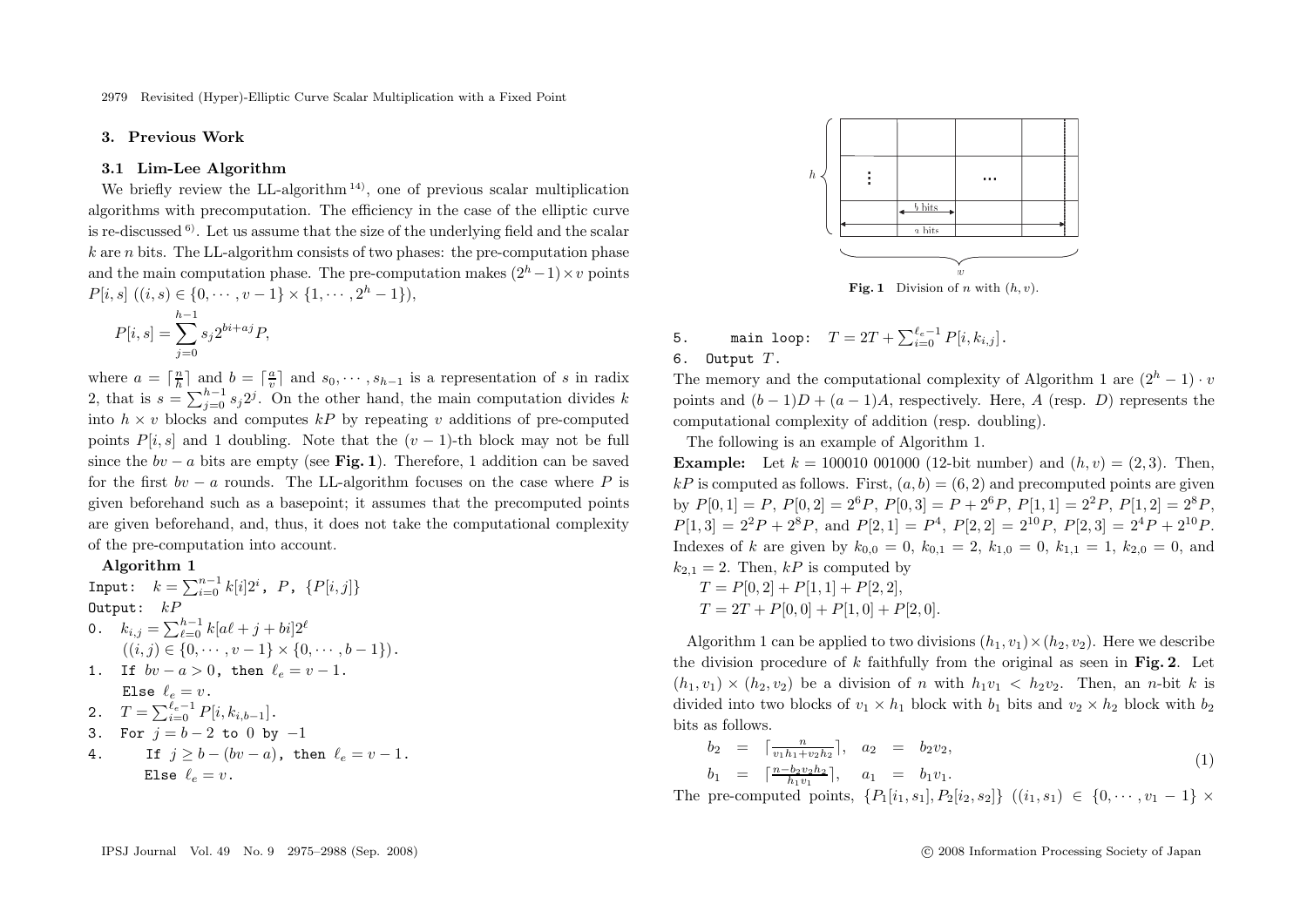## 3. Previous Work

### 3.1 Lim-Lee Algorithm

We briefly review the LL-algorithm [14], one of previous scalar multiplication algorithms with precomputation. The efficiency in the case of the elliptic curve is re-discussed [6]. Let us assume that the size of the underlying field and the scalar $k$ are $n$ bits. The LL-algorithm consists of two phases: the pre-computation phase and the main computation phase. The pre-computation makes $(2^h-1)\times v$ points $P[i,s]$ $((i,s)\in\{0,\cdots,v-1\}\times\{1,\cdots,2^h-1\})$,

$$P[i,s]=\sum_{j=0}^{h-1}s_j 2^{bi+aj}P,$$

where $a=\lceil\frac{n}{h}\rceil$ and $b=\lceil\frac{a}{v}\rceil$ and $s_0,\cdots,s_{h-1}$ is a representation of $s$ in radix 2, that is $s=\sum_{j=0}^{h-1}s_j 2^j$. On the other hand, the main computation divides $k$ into $h\times v$ blocks and computes $kP$ by repeating $v$ additions of pre-computed points $P[i,s]$ and 1 doubling. Note that the $(v-1)$-th block may not be full since the $bv-a$ bits are empty (see **Fig. 1**). Therefore, 1 addition can be saved for the first $bv-a$ rounds. The LL-algorithm focuses on the case where $P$ is given beforehand such as a basepoint; it assumes that the precomputed points are given beforehand, and, thus, it does not take the computational complexity of the pre-computation into account.

**Algorithm 1**

Input: $k=\sum_{i=0}^{n-1}k[i]2^i$, $P$, $\{P[i,j]\}$
Output: $kP$
0. $k_{i,j}=\sum_{\ell=0}^{h-1}k[a\ell+j+bi]2^\ell$
   $((i,j)\in\{0,\cdots,v-1\}\times\{0,\cdots,b-1\})$.
1. If $bv-a>0$, then $\ell_e=v-1$.
   Else $\ell_e=v$.
2. $T=\sum_{i=0}^{\ell_e-1}P[i,k_{i,b-1}]$.
3. For $j=b-2$ to 0 by $-1$
4. If $j\geq b-(bv-a)$, then $\ell_e=v-1$.
   Else $\ell_e=v$.
5. main loop: $T=2T+\sum_{i=0}^{\ell_e-1}P[i,k_{i,j}]$.
6. Output $T$.

Fig. 1 Division of $n$ with $(h,v)$.

The memory and the computational complexity of Algorithm 1 are $(2^h-1)\cdot v$ points and $(b-1)D+(a-1)A$, respectively. Here, $A$ (resp. $D$) represents the computational complexity of addition (resp. doubling).

The following is an example of Algorithm 1.

**Example:** Let $k=100010\ 001000$ (12-bit number) and $(h,v)=(2,3)$. Then, $kP$ is computed as follows. First, $(a,b)=(6,2)$ and precomputed points are given by $P[0,1]=P$, $P[0,2]=2^6P$, $P[0,3]=P+2^6P$, $P[1,1]=2^2P$, $P[1,2]=2^8P$, $P[1,3]=2^2P+2^8P$, and $P[2,1]=P^4$, $P[2,2]=2^{10}P$, $P[2,3]=2^4P+2^{10}P$. Indexes of $k$ are given by $k_{0,0}=0$, $k_{0,1}=2$, $k_{1,0}=0$, $k_{1,1}=1$, $k_{2,0}=0$, and $k_{2,1}=2$. Then, $kP$ is computed by

$T=P[0,2]+P[1,1]+P[2,2]$,
$T=2T+P[0,0]+P[1,0]+P[2,0]$.

Algorithm 1 can be applied to two divisions $(h_1,v_1)\times(h_2,v_2)$. Here we describe the division procedure of $k$ faithfully from the original as seen in **Fig. 2**. Let $(h_1,v_1)\times(h_2,v_2)$ be a division of $n$ with $h_1v_1<h_2v_2$. Then, an $n$-bit $k$ is divided into two blocks of $v_1\times h_1$ block with $b_1$ bits and $v_2\times h_2$ block with $b_2$ bits as follows.

$$\begin{aligned} b_2 &= \lceil\tfrac{n}{v_1h_1+v_2h_2}\rceil, & a_2 &= b_2v_2, \\ b_1 &= \lceil\tfrac{n-b_2v_2h_2}{h_1v_1}\rceil, & a_1 &= b_1v_1. \end{aligned} \tag{1}$$

The pre-computed points, $\{P_1[i_1,s_1],P_2[i_2,s_2]\}$ $((i_1,s_1)\in\{0,\cdots,v_1-1\}\times$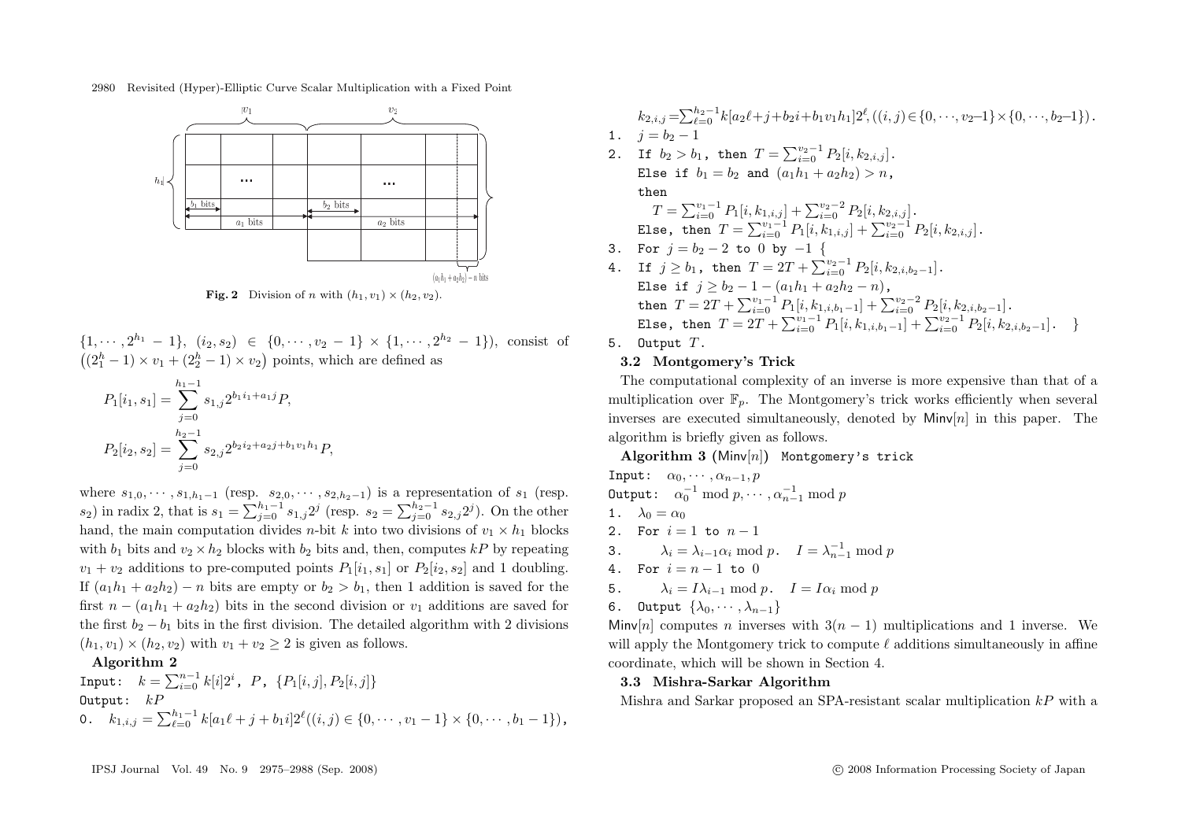**Fig. 2** Division of $n$ with $(h_1, v_1) \times (h_2, v_2)$.

$\{1, \cdots, 2^{h_1} - 1\}$, $(i_2, s_2) \in \{0, \cdots, v_2 - 1\} \times \{1, \cdots, 2^{h_2} - 1\}$), consist of $\left((2_1^h - 1) \times v_1 + (2_2^h - 1) \times v_2\right)$ points, which are defined as

$$P_1[i_1, s_1] = \sum_{j=0}^{h_1-1} s_{1,j} 2^{b_1 i_1 + a_1 j} P,$$

$$P_2[i_2, s_2] = \sum_{j=0}^{h_2-1} s_{2,j} 2^{b_2 i_2 + a_2 j + b_1 v_1 h_1} P,$$

where $s_{1,0}, \cdots, s_{1,h_1-1}$ (resp. $s_{2,0}, \cdots, s_{2,h_2-1}$) is a representation of $s_1$ (resp. $s_2$) in radix 2, that is $s_1 = \sum_{j=0}^{h_1-1} s_{1,j} 2^j$ (resp. $s_2 = \sum_{j=0}^{h_2-1} s_{2,j} 2^j$). On the other hand, the main computation divides $n$-bit $k$ into two divisions of $v_1 \times h_1$ blocks with $b_1$ bits and $v_2 \times h_2$ blocks with $b_2$ bits and, then, computes $kP$ by repeating $v_1 + v_2$ additions to pre-computed points $P_1[i_1, s_1]$ or $P_2[i_2, s_2]$ and 1 doubling. If $(a_1 h_1 + a_2 h_2) - n$ bits are empty or $b_2 > b_1$, then 1 addition is saved for the first $n - (a_1 h_1 + a_2 h_2)$ bits in the second division or $v_1$ additions are saved for the first $b_2 - b_1$ bits in the first division. The detailed algorithm with 2 divisions $(h_1, v_1) \times (h_2, v_2)$ with $v_1 + v_2 \geq 2$ is given as follows.

**Algorithm 2**

Input: $k = \sum_{i=0}^{n-1} k[i] 2^i$, $P$, $\{P_1[i,j], P_2[i,j]\}$

Output: $kP$

0. $k_{1,i,j} = \sum_{\ell=0}^{h_1-1} k[a_1\ell + j + b_1 i] 2^\ell ((i,j) \in \{0, \cdots, v_1 - 1\} \times \{0, \cdots, b_1 - 1\})$,
   $k_{2,i,j} = \sum_{\ell=0}^{h_2-1} k[a_2\ell + j + b_2 i + b_1 v_1 h_1] 2^\ell, ((i,j) \in \{0, \cdots, v_2 - 1\} \times \{0, \cdots, b_2 - 1\})$.
1. $j = b_2 - 1$
2. If $b_2 > b_1$, then $T = \sum_{i=0}^{v_2-1} P_2[i, k_{2,i,j}]$.
   Else if $b_1 = b_2$ and $(a_1 h_1 + a_2 h_2) > n$, then
   $T = \sum_{i=0}^{v_1-1} P_1[i, k_{1,i,j}] + \sum_{i=0}^{v_2-2} P_2[i, k_{2,i,j}]$.
   Else, then $T = \sum_{i=0}^{v_1-1} P_1[i, k_{1,i,j}] + \sum_{i=0}^{v_2-1} P_2[i, k_{2,i,j}]$.
3. For $j = b_2 - 2$ to 0 by $-1$ {
4. If $j \geq b_1$, then $T = 2T + \sum_{i=0}^{v_2-1} P_2[i, k_{2,i,b_2-1}]$.
   Else if $j \geq b_2 - 1 - (a_1 h_1 + a_2 h_2 - n)$,
   then $T = 2T + \sum_{i=0}^{v_1-1} P_1[i, k_{1,i,b_1-1}] + \sum_{i=0}^{v_2-2} P_2[i, k_{2,i,b_2-1}]$.
   Else, then $T = 2T + \sum_{i=0}^{v_1-1} P_1[i, k_{1,i,b_1-1}] + \sum_{i=0}^{v_2-1} P_2[i, k_{2,i,b_2-1}]$. }
5. Output $T$.

### 3.2 Montgomery's Trick

The computational complexity of an inverse is more expensive than that of a multiplication over $\mathbb{F}_p$. The Montgomery's trick works efficiently when several inverses are executed simultaneously, denoted by $\mathsf{Minv}[n]$ in this paper. The algorithm is briefly given as follows.

**Algorithm 3** ($\mathsf{Minv}[n]$) Montgomery's trick

Input: $\alpha_0, \cdots, \alpha_{n-1}, p$

Output: $\alpha_0^{-1} \bmod p, \cdots, \alpha_{n-1}^{-1} \bmod p$

1. $\lambda_0 = \alpha_0$
2. For $i = 1$ to $n - 1$
3. $\lambda_i = \lambda_{i-1}\alpha_i \bmod p$. $I = \lambda_{n-1}^{-1} \bmod p$
4. For $i = n - 1$ to 0
5. $\lambda_i = I\lambda_{i-1} \bmod p$. $I = I\alpha_i \bmod p$
6. Output $\{\lambda_0, \cdots, \lambda_{n-1}\}$

$\mathsf{Minv}[n]$ computes $n$ inverses with $3(n-1)$ multiplications and 1 inverse. We will apply the Montgomery trick to compute $\ell$ additions simultaneously in affine coordinate, which will be shown in Section 4.

### 3.3 Mishra-Sarkar Algorithm

Mishra and Sarkar proposed an SPA-resistant scalar multiplication $kP$ with a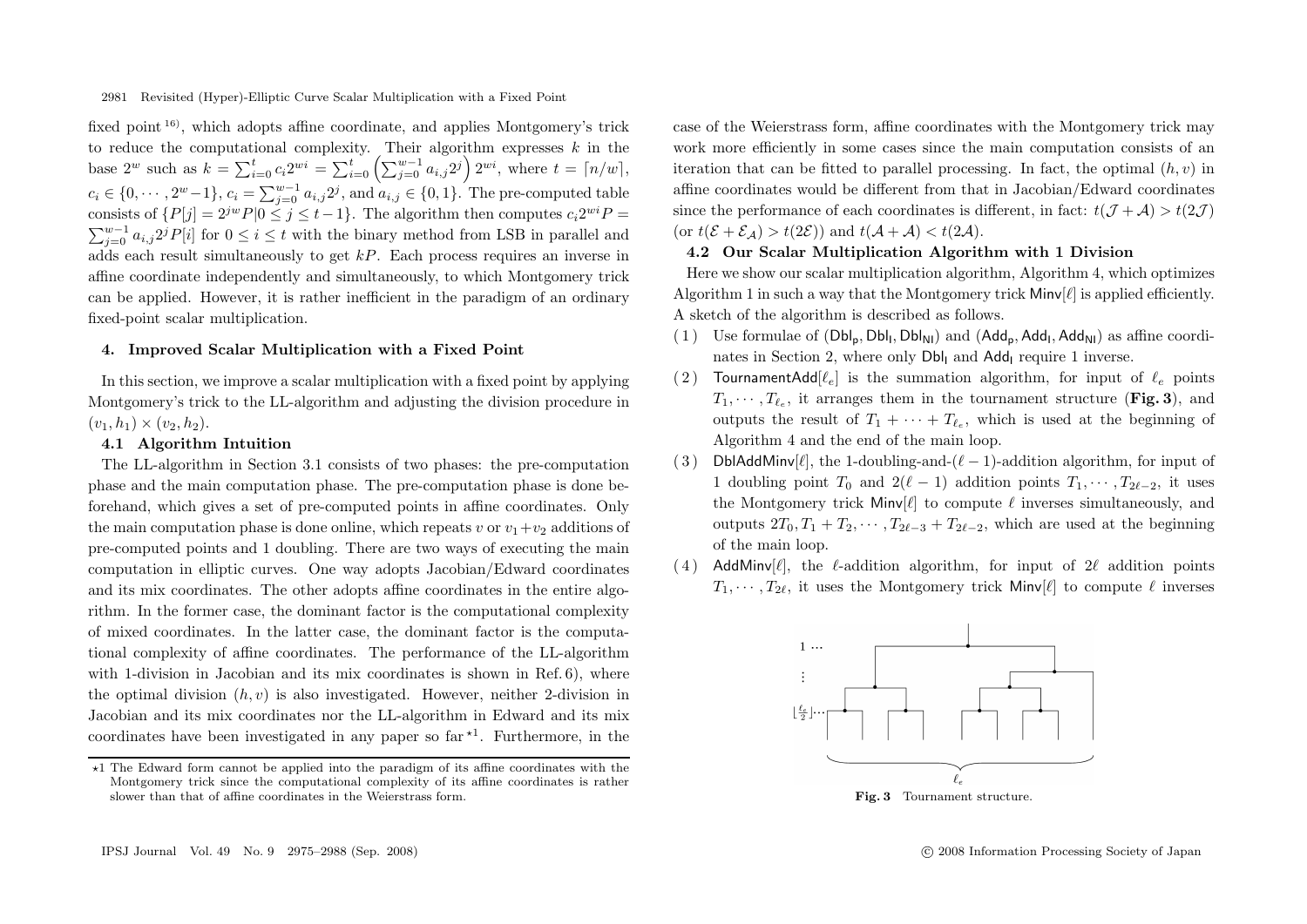fixed point [16], which adopts affine coordinate, and applies Montgomery's trick to reduce the computational complexity. Their algorithm expresses $k$ in the base $2^w$ such as $k = \sum_{i=0}^{t} c_i 2^{wi} = \sum_{i=0}^{t} \left(\sum_{j=0}^{w-1} a_{i,j} 2^j\right) 2^{wi}$, where $t = \lceil n/w \rceil$, $c_i \in \{0, \cdots, 2^w - 1\}$, $c_i = \sum_{j=0}^{w-1} a_{i,j} 2^j$, and $a_{i,j} \in \{0, 1\}$. The pre-computed table consists of $\{P[j] = 2^{jw}P | 0 \le j \le t-1\}$. The algorithm then computes $c_i 2^{wi} P = \sum_{j=0}^{w-1} a_{i,j} 2^j P[i]$ for $0 \le i \le t$ with the binary method from LSB in parallel and adds each result simultaneously to get $kP$. Each process requires an inverse in affine coordinate independently and simultaneously, to which Montgomery trick can be applied. However, it is rather inefficient in the paradigm of an ordinary fixed-point scalar multiplication.

## 4. Improved Scalar Multiplication with a Fixed Point

In this section, we improve a scalar multiplication with a fixed point by applying Montgomery's trick to the LL-algorithm and adjusting the division procedure in $(v_1, h_1) \times (v_2, h_2)$.

### 4.1 Algorithm Intuition

The LL-algorithm in Section 3.1 consists of two phases: the pre-computation phase and the main computation phase. The pre-computation phase is done beforehand, which gives a set of pre-computed points in affine coordinates. Only the main computation phase is done online, which repeats $v$ or $v_1 + v_2$ additions of pre-computed points and 1 doubling. There are two ways of executing the main computation in elliptic curves. One way adopts Jacobian/Edward coordinates and its mix coordinates. The other adopts affine coordinates in the entire algorithm. In the former case, the dominant factor is the computational complexity of mixed coordinates. In the latter case, the dominant factor is the computational complexity of affine coordinates. The performance of the LL-algorithm with 1-division in Jacobian and its mix coordinates is shown in Ref. 6), where the optimal division $(h, v)$ is also investigated. However, neither 2-division in Jacobian and its mix coordinates nor the LL-algorithm in Edward and its mix coordinates have been investigated in any paper so far [⋆1]. Furthermore, in the case of the Weierstrass form, affine coordinates with the Montgomery trick may work more efficiently in some cases since the main computation consists of an iteration that can be fitted to parallel processing. In fact, the optimal $(h, v)$ in affine coordinates would be different from that in Jacobian/Edward coordinates since the performance of each coordinates is different, in fact: $t(\mathcal{J} + \mathcal{A}) > t(2\mathcal{J})$ (or $t(\mathcal{E} + \mathcal{E}_{\mathcal{A}}) > t(2\mathcal{E})$) and $t(\mathcal{A} + \mathcal{A}) < t(2\mathcal{A})$.

[⋆1] The Edward form cannot be applied into the paradigm of its affine coordinates with the Montgomery trick since the computational complexity of its affine coordinates is rather slower than that of affine coordinates in the Weierstrass form.

### 4.2 Our Scalar Multiplication Algorithm with 1 Division

Here we show our scalar multiplication algorithm, Algorithm 4, which optimizes Algorithm 1 in such a way that the Montgomery trick $\mathsf{Minv}[\ell]$ is applied efficiently. A sketch of the algorithm is described as follows.

(1) Use formulae of $(\mathsf{Dbl_p}, \mathsf{Dbl_I}, \mathsf{Dbl_{NI}})$ and $(\mathsf{Add_p}, \mathsf{Add_I}, \mathsf{Add_{NI}})$ as affine coordinates in Section 2, where only $\mathsf{Dbl_I}$ and $\mathsf{Add_I}$ require 1 inverse.

(2) $\mathsf{TournamentAdd}[\ell_e]$ is the summation algorithm, for input of $\ell_e$ points $T_1, \cdots, T_{\ell_e}$, it arranges them in the tournament structure (**Fig. 3**), and outputs the result of $T_1 + \cdots + T_{\ell_e}$, which is used at the beginning of Algorithm 4 and the end of the main loop.

(3) $\mathsf{DblAddMinv}[\ell]$, the 1-doubling-and-$(\ell - 1)$-addition algorithm, for input of 1 doubling point $T_0$ and $2(\ell - 1)$ addition points $T_1, \cdots, T_{2\ell-2}$, it uses the Montgomery trick $\mathsf{Minv}[\ell]$ to compute $\ell$ inverses simultaneously, and outputs $2T_0, T_1 + T_2, \cdots, T_{2\ell-3} + T_{2\ell-2}$, which are used at the beginning of the main loop.

(4) $\mathsf{AddMinv}[\ell]$, the $\ell$-addition algorithm, for input of $2\ell$ addition points $T_1, \cdots, T_{2\ell}$, it uses the Montgomery trick $\mathsf{Minv}[\ell]$ to compute $\ell$ inverses

**Fig. 3** Tournament structure.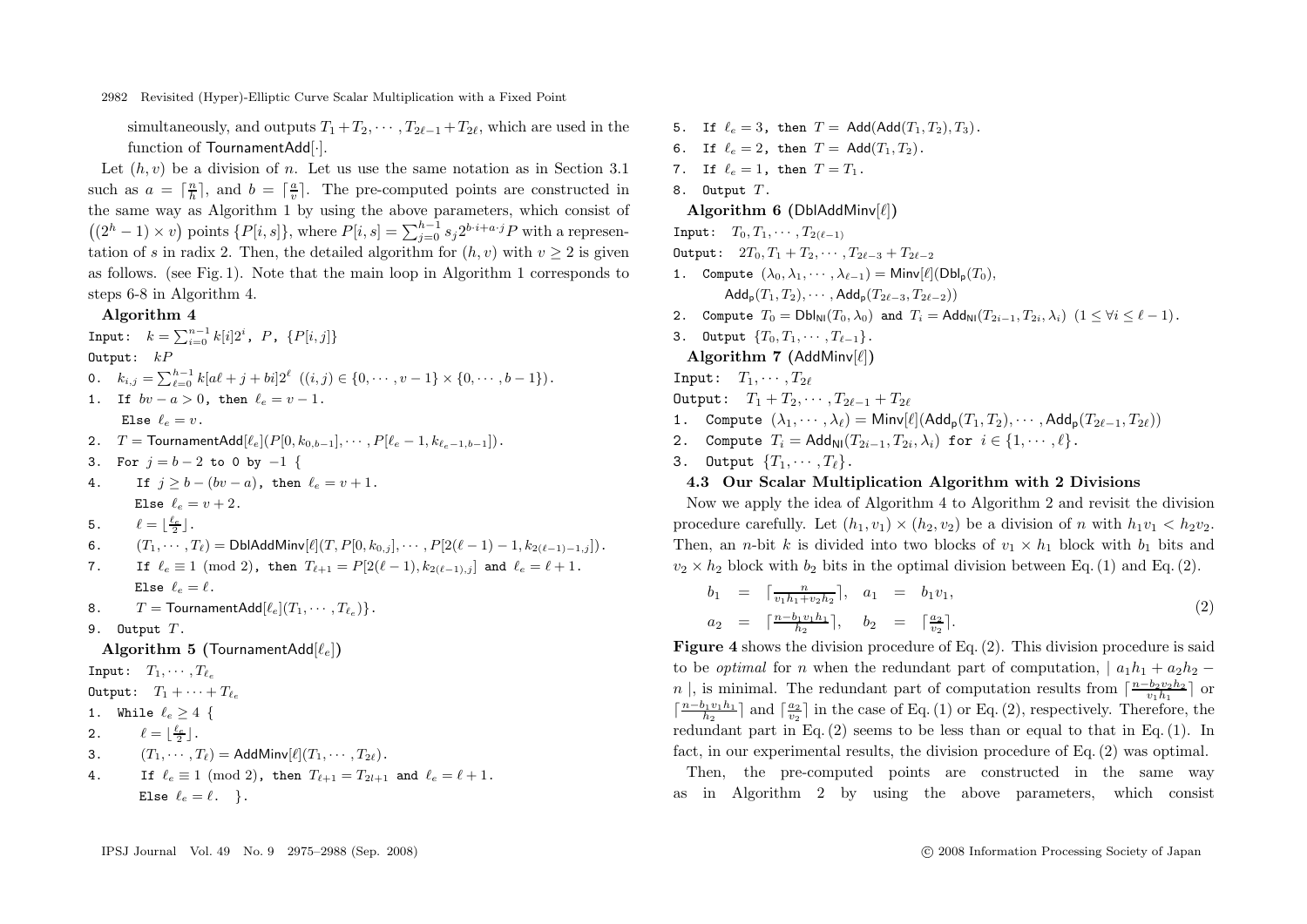simultaneously, and outputs $T_1+T_2, \cdots, T_{2\ell-1}+T_{2\ell}$, which are used in the function of $\mathsf{TournamentAdd}[\cdot]$.

Let $(h, v)$ be a division of $n$. Let us use the same notation as in Section 3.1 such as $a = \lceil \frac{n}{h} \rceil$, and $b = \lceil \frac{a}{v} \rceil$. The pre-computed points are constructed in the same way as Algorithm 1 by using the above parameters, which consist of $\left((2^h-1)\times v\right)$ points $\{P[i,s]\}$, where $P[i,s] = \sum_{j=0}^{h-1} s_j 2^{b\cdot i + a\cdot j} P$ with a representation of $s$ in radix 2. Then, the detailed algorithm for $(h, v)$ with $v \geq 2$ is given as follows. (see Fig. 1). Note that the main loop in Algorithm 1 corresponds to steps 6-8 in Algorithm 4.

**Algorithm 4**

Input: $k = \sum_{i=0}^{n-1} k[i]2^i$, $P$, $\{P[i,j]\}$

Output: $kP$

0. $k_{i,j} = \sum_{\ell=0}^{h-1} k[a\ell + j + bi]2^\ell$ $((i,j) \in \{0,\cdots,v-1\}\times\{0,\cdots,b-1\})$.
1. If $bv - a > 0$, then $\ell_e = v-1$.
   Else $\ell_e = v$.
2. $T = \mathsf{TournamentAdd}[\ell_e](P[0,k_{0,b-1}],\cdots,P[\ell_e-1,k_{\ell_e-1,b-1}])$.
3. For $j = b-2$ to 0 by $-1$ {
4. If $j \geq b-(bv-a)$, then $\ell_e = v+1$.
   Else $\ell_e = v+2$.
5. $\ell = \lfloor \frac{\ell_e}{2} \rfloor$.
6. $(T_1,\cdots,T_\ell) = \mathsf{DblAddMinv}[\ell](T, P[0,k_{0,j}],\cdots,P[2(\ell-1)-1,k_{2(\ell-1)-1,j}])$.
7. If $\ell_e \equiv 1 \pmod 2$, then $T_{\ell+1} = P[2(\ell-1),k_{2(\ell-1),j}]$ and $\ell_e = \ell+1$.
   Else $\ell_e = \ell$.
8. $T = \mathsf{TournamentAdd}[\ell_e](T_1,\cdots,T_{\ell_e})$}.
9. Output $T$.

**Algorithm 5** ($\mathsf{TournamentAdd}[\ell_e]$)

Input: $T_1,\cdots,T_{\ell_e}$

Output: $T_1+\cdots+T_{\ell_e}$

1. While $\ell_e \geq 4$ {
2. $\ell = \lfloor \frac{\ell_e}{2} \rfloor$.
3. $(T_1,\cdots,T_\ell) = \mathsf{AddMinv}[\ell](T_1,\cdots,T_{2\ell})$.
4. If $\ell_e \equiv 1 \pmod 2$, then $T_{\ell+1} = T_{2l+1}$ and $\ell_e = \ell+1$.
   Else $\ell_e = \ell$. }.
5. If $\ell_e = 3$, then $T = \mathsf{Add}(\mathsf{Add}(T_1,T_2),T_3)$.
6. If $\ell_e = 2$, then $T = \mathsf{Add}(T_1,T_2)$.
7. If $\ell_e = 1$, then $T = T_1$.
8. Output $T$.

**Algorithm 6** ($\mathsf{DblAddMinv}[\ell]$)

Input: $T_0,T_1,\cdots,T_{2(\ell-1)}$

Output: $2T_0, T_1+T_2,\cdots,T_{2\ell-3}+T_{2\ell-2}$

1. Compute $(\lambda_0,\lambda_1,\cdots,\lambda_{\ell-1}) = \mathsf{Minv}[\ell](\mathsf{Dbl_p}(T_0),$
   $\mathsf{Add_p}(T_1,T_2),\cdots,\mathsf{Add_p}(T_{2\ell-3},T_{2\ell-2}))$
2. Compute $T_0 = \mathsf{Dbl_{NI}}(T_0,\lambda_0)$ and $T_i = \mathsf{Add_{NI}}(T_{2i-1},T_{2i},\lambda_i)$ $(1 \leq \forall i \leq \ell-1)$.
3. Output $\{T_0,T_1,\cdots,T_{\ell-1}\}$.

**Algorithm 7** ($\mathsf{AddMinv}[\ell]$)

Input: $T_1,\cdots,T_{2\ell}$

Output: $T_1+T_2,\cdots,T_{2\ell-1}+T_{2\ell}$

1. Compute $(\lambda_1,\cdots,\lambda_\ell) = \mathsf{Minv}[\ell](\mathsf{Add_p}(T_1,T_2),\cdots,\mathsf{Add_p}(T_{2\ell-1},T_{2\ell}))$
2. Compute $T_i = \mathsf{Add_{NI}}(T_{2i-1},T_{2i},\lambda_i)$ for $i \in \{1,\cdots,\ell\}$.
3. Output $\{T_1,\cdots,T_\ell\}$.

### 4.3 Our Scalar Multiplication Algorithm with 2 Divisions

Now we apply the idea of Algorithm 4 to Algorithm 2 and revisit the division procedure carefully. Let $(h_1,v_1)\times(h_2,v_2)$ be a division of $n$ with $h_1v_1 < h_2v_2$. Then, an $n$-bit $k$ is divided into two blocks of $v_1\times h_1$ block with $b_1$ bits and $v_2\times h_2$ block with $b_2$ bits in the optimal division between Eq. (1) and Eq. (2).

$$
\begin{aligned}
b_1 &= \lceil \tfrac{n}{v_1h_1+v_2h_2} \rceil, & a_1 &= b_1v_1, \\
a_2 &= \lceil \tfrac{n-b_1v_1h_1}{h_2} \rceil, & b_2 &= \lceil \tfrac{a_2}{v_2} \rceil.
\end{aligned}
\tag{2}
$$

**Figure 4** shows the division procedure of Eq. (2). This division procedure is said to be *optimal* for $n$ when the redundant part of computation, $|\ a_1h_1+a_2h_2-n\ |$, is minimal. The redundant part of computation results from $\lceil \frac{n-b_2v_2h_2}{v_1h_1} \rceil$ or $\lceil \frac{n-b_1v_1h_1}{h_2} \rceil$ and $\lceil \frac{a_2}{v_2} \rceil$ in the case of Eq. (1) or Eq. (2), respectively. Therefore, the redundant part in Eq. (2) seems to be less than or equal to that in Eq. (1). In fact, in our experimental results, the division procedure of Eq. (2) was optimal.

Then, the pre-computed points are constructed in the same way as in Algorithm 2 by using the above parameters, which consist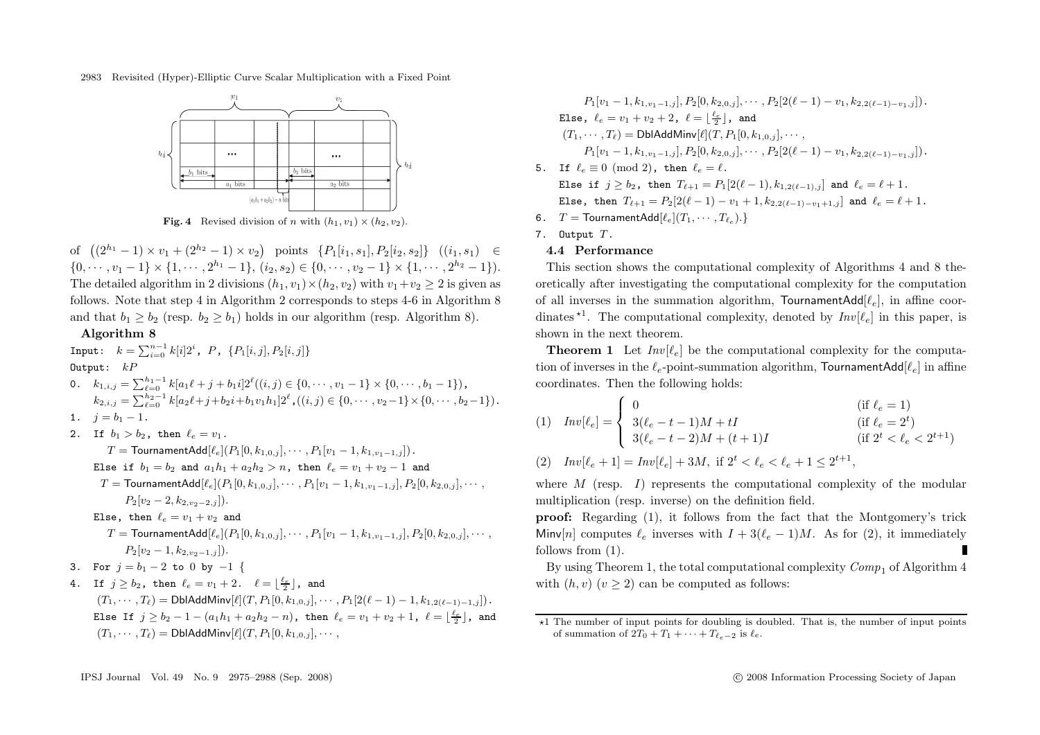**Fig. 4** Revised division of $n$ with $(h_1, v_1) \times (h_2, v_2)$.

of $\left((2^{h_1}-1)\times v_1 + (2^{h_2}-1)\times v_2\right)$ points $\{P_1[i_1,s_1], P_2[i_2,s_2]\}$ $((i_1,s_1) \in \{0,\cdots,v_1-1\}\times\{1,\cdots,2^{h_1}-1\}$, $(i_2,s_2)\in\{0,\cdots,v_2-1\}\times\{1,\cdots,2^{h_2}-1\})$. The detailed algorithm in 2 divisions $(h_1,v_1)\times(h_2,v_2)$ with $v_1+v_2\geq 2$ is given as follows. Note that step 4 in Algorithm 2 corresponds to steps 4-6 in Algorithm 8 and that $b_1 \geq b_2$ (resp. $b_2 \geq b_1$) holds in our algorithm (resp. Algorithm 8).

**Algorithm 8**

Input: $k=\sum_{i=0}^{n-1}k[i]2^i$, $P$, $\{P_1[i,j], P_2[i,j]\}$

Output: $kP$

0. $k_{1,i,j}=\sum_{\ell=0}^{h_1-1}k[a_1\ell+j+b_1i]2^\ell ((i,j)\in\{0,\cdots,v_1-1\}\times\{0,\cdots,b_1-1\})$,
   $k_{2,i,j}=\sum_{\ell=0}^{h_2-1}k[a_2\ell+j+b_2i+b_1v_1h_1]2^\ell, ((i,j)\in\{0,\cdots,v_2-1\}\times\{0,\cdots,b_2-1\})$.
1. $j=b_1-1$.
2. If $b_1>b_2$, then $\ell_e=v_1$.
   $T=\mathsf{TournamentAdd}[\ell_e](P_1[0,k_{1,0,j}],\cdots,P_1[v_1-1,k_{1,v_1-1,j}])$.
   Else if $b_1=b_2$ and $a_1h_1+a_2h_2>n$, then $\ell_e=v_1+v_2-1$ and
   $T=\mathsf{TournamentAdd}[\ell_e](P_1[0,k_{1,0,j}],\cdots,P_1[v_1-1,k_{1,v_1-1,j}],P_2[0,k_{2,0,j}],\cdots,$
   $P_2[v_2-2,k_{2,v_2-2,j}])$.
   Else, then $\ell_e=v_1+v_2$ and
   $T=\mathsf{TournamentAdd}[\ell_e](P_1[0,k_{1,0,j}],\cdots,P_1[v_1-1,k_{1,v_1-1,j}],P_2[0,k_{2,0,j}],\cdots,$
   $P_2[v_2-1,k_{2,v_2-1,j}])$.
3. For $j=b_1-2$ to $0$ by $-1$ {
4. If $j\geq b_2$, then $\ell_e=v_1+2$. $\ell=\lfloor\frac{\ell_e}{2}\rfloor$, and
   $(T_1,\cdots,T_\ell)=\mathsf{DblAddMinv}[\ell](T,P_1[0,k_{1,0,j}],\cdots,P_1[2(\ell-1)-1,k_{1,2(\ell-1)-1,j}])$.
   Else If $j\geq b_2-1-(a_1h_1+a_2h_2-n)$, then $\ell_e=v_1+v_2+1$, $\ell=\lfloor\frac{\ell_e}{2}\rfloor$, and
   $(T_1,\cdots,T_\ell)=\mathsf{DblAddMinv}[\ell](T,P_1[0,k_{1,0,j}],\cdots,$
   $P_1[v_1-1,k_{1,v_1-1,j}],P_2[0,k_{2,0,j}],\cdots,P_2[2(\ell-1)-v_1,k_{2,2(\ell-1)-v_1,j}])$.
   Else, $\ell_e=v_1+v_2+2$, $\ell=\lfloor\frac{\ell_e}{2}\rfloor$, and
   $(T_1,\cdots,T_\ell)=\mathsf{DblAddMinv}[\ell](T,P_1[0,k_{1,0,j}],\cdots,$
   $P_1[v_1-1,k_{1,v_1-1,j}],P_2[0,k_{2,0,j}],\cdots,P_2[2(\ell-1)-v_1,k_{2,2(\ell-1)-v_1,j}])$.
5. If $\ell_e\equiv 0 \pmod 2$, then $\ell_e=\ell$.
   Else if $j\geq b_2$, then $T_{\ell+1}=P_1[2(\ell-1),k_{1,2(\ell-1),j}]$ and $\ell_e=\ell+1$.
   Else, then $T_{\ell+1}=P_2[2(\ell-1)-v_1+1,k_{2,2(\ell-1)-v_1+1,j}]$ and $\ell_e=\ell+1$.
6. $T=\mathsf{TournamentAdd}[\ell_e](T_1,\cdots,T_{\ell_e})$.}
7. Output $T$.

### 4.4 Performance

This section shows the computational complexity of Algorithms 4 and 8 theoretically after investigating the computational complexity for the computation of all inverses in the summation algorithm, $\mathsf{TournamentAdd}[\ell_e]$, in affine coordinates[⋆1]. The computational complexity, denoted by $Inv[\ell_e]$ in this paper, is shown in the next theorem.

**Theorem 1** Let $Inv[\ell_e]$ be the computational complexity for the computation of inverses in the $\ell_e$-point-summation algorithm, $\mathsf{TournamentAdd}[\ell_e]$ in affine coordinates. Then the following holds:

$$(1)\quad Inv[\ell_e]=\begin{cases}0 & (\text{if } \ell_e=1)\\ 3(\ell_e-t-1)M+tI & (\text{if } \ell_e=2^t)\\ 3(\ell_e-t-2)M+(t+1)I & (\text{if } 2^t<\ell_e<2^{t+1})\end{cases}$$

$$(2)\quad Inv[\ell_e+1]=Inv[\ell_e]+3M,\ \text{if } 2^t<\ell_e<\ell_e+1\leq 2^{t+1},$$

where $M$ (resp. $I$) represents the computational complexity of the modular multiplication (resp. inverse) on the definition field.

**proof:** Regarding (1), it follows from the fact that the Montgomery's trick $\mathsf{Minv}[n]$ computes $\ell_e$ inverses with $I+3(\ell_e-1)M$. As for (2), it immediately follows from (1). ∎

By using Theorem 1, the total computational complexity $Comp_1$ of Algorithm 4 with $(h,v)$ $(v\geq 2)$ can be computed as follows:

---

⋆1 The number of input points for doubling is doubled. That is, the number of input points of summation of $2T_0+T_1+\cdots+T_{\ell_e-2}$ is $\ell_e$.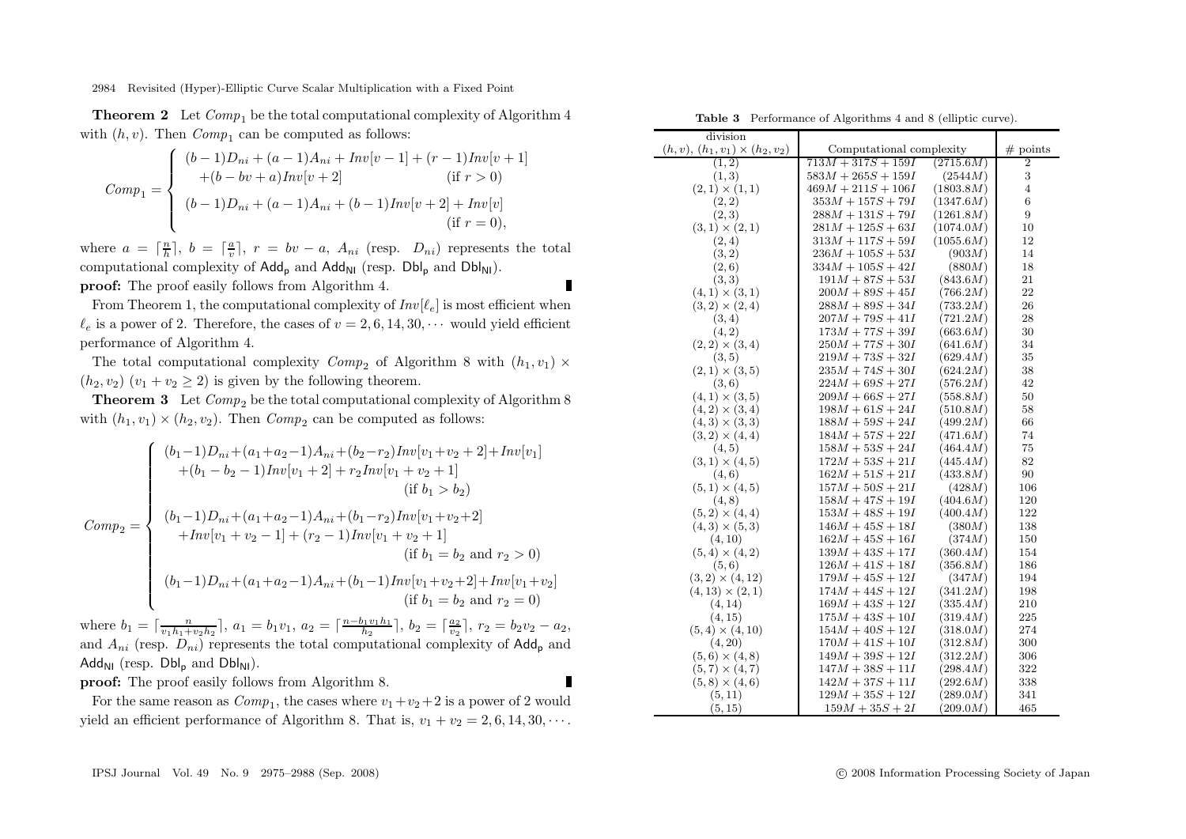**Theorem 2** Let $Comp_1$ be the total computational complexity of Algorithm 4 with $(h, v)$. Then $Comp_1$ can be computed as follows:

$$Comp_1 = \begin{cases} (b-1)D_{ni} + (a-1)A_{ni} + Inv[v-1] + (r-1)Inv[v+1] \\ \quad +(b - bv + a)Inv[v+2] & \text{(if } r > 0) \\ (b-1)D_{ni} + (a-1)A_{ni} + (b-1)Inv[v+2] + Inv[v] \\ & \text{(if } r = 0), \end{cases}$$

where $a = \lceil \frac{n}{h} \rceil$, $b = \lceil \frac{a}{v} \rceil$, $r = bv - a$, $A_{ni}$ (resp. $D_{ni}$) represents the total computational complexity of $\mathsf{Add_p}$ and $\mathsf{Add_{NI}}$ (resp. $\mathsf{Dbl_p}$ and $\mathsf{Dbl_{NI}}$).

**proof:** The proof easily follows from Algorithm 4. ∎

From Theorem 1, the computational complexity of $Inv[\ell_e]$ is most efficient when $\ell_e$ is a power of 2. Therefore, the cases of $v = 2, 6, 14, 30, \cdots$ would yield efficient performance of Algorithm 4.

The total computational complexity $Comp_2$ of Algorithm 8 with $(h_1, v_1) \times (h_2, v_2)$ $(v_1 + v_2 \geq 2)$ is given by the following theorem.

**Theorem 3** Let $Comp_2$ be the total computational complexity of Algorithm 8 with $(h_1, v_1) \times (h_2, v_2)$. Then $Comp_2$ can be computed as follows:

$$Comp_2 = \begin{cases} (b_1-1)D_{ni}+(a_1+a_2-1)A_{ni}+(b_2-r_2)Inv[v_1+v_2+2]+Inv[v_1] \\ \quad +(b_1 - b_2 - 1)Inv[v_1+2] + r_2 Inv[v_1+v_2+1] \\ & \text{(if } b_1 > b_2) \\ (b_1-1)D_{ni}+(a_1+a_2-1)A_{ni}+(b_1-r_2)Inv[v_1+v_2+2] \\ \quad +Inv[v_1+v_2-1] + (r_2-1)Inv[v_1+v_2+1] \\ & \text{(if } b_1 = b_2 \text{ and } r_2 > 0) \\ (b_1-1)D_{ni}+(a_1+a_2-1)A_{ni}+(b_1-1)Inv[v_1+v_2+2]+Inv[v_1+v_2] \\ & \text{(if } b_1 = b_2 \text{ and } r_2 = 0) \end{cases}$$

where $b_1 = \lceil \frac{n}{v_1 h_1 + v_2 h_2} \rceil$, $a_1 = b_1 v_1$, $a_2 = \lceil \frac{n - b_1 v_1 h_1}{h_2} \rceil$, $b_2 = \lceil \frac{a_2}{v_2} \rceil$, $r_2 = b_2 v_2 - a_2$, and $A_{ni}$ (resp. $D_{ni}$) represents the total computational complexity of $\mathsf{Add_p}$ and $\mathsf{Add_{NI}}$ (resp. $\mathsf{Dbl_p}$ and $\mathsf{Dbl_{NI}}$).

**proof:** The proof easily follows from Algorithm 8. ∎

For the same reason as $Comp_1$, the cases where $v_1 + v_2 + 2$ is a power of 2 would yield an efficient performance of Algorithm 8. That is, $v_1 + v_2 = 2, 6, 14, 30, \cdots$.

**Table 3** Performance of Algorithms 4 and 8 (elliptic curve).

| division $(h, v)$, $(h_1, v_1) \times (h_2, v_2)$ | Computational complexity | | # points |
|---|---|---|---|
| $(1, 2)$ | $713M + 317S + 159I$ | $(2715.6M)$ | 2 |
| $(1, 3)$ | $583M + 265S + 159I$ | $(2544M)$ | 3 |
| $(2, 1) \times (1, 1)$ | $469M + 211S + 106I$ | $(1803.8M)$ | 4 |
| $(2, 2)$ | $353M + 157S + 79I$ | $(1347.6M)$ | 6 |
| $(2, 3)$ | $288M + 131S + 79I$ | $(1261.8M)$ | 9 |
| $(3, 1) \times (2, 1)$ | $281M + 125S + 63I$ | $(1074.0M)$ | 10 |
| $(2, 4)$ | $313M + 117S + 59I$ | $(1055.6M)$ | 12 |
| $(3, 2)$ | $236M + 105S + 53I$ | $(903M)$ | 14 |
| $(2, 6)$ | $334M + 105S + 42I$ | $(880M)$ | 18 |
| $(3, 3)$ | $191M + 87S + 53I$ | $(843.6M)$ | 21 |
| $(4, 1) \times (3, 1)$ | $200M + 89S + 45I$ | $(766.2M)$ | 22 |
| $(3, 2) \times (2, 4)$ | $288M + 89S + 34I$ | $(733.2M)$ | 26 |
| $(3, 4)$ | $207M + 79S + 41I$ | $(721.2M)$ | 28 |
| $(4, 2)$ | $173M + 77S + 39I$ | $(663.6M)$ | 30 |
| $(2, 2) \times (3, 4)$ | $250M + 77S + 30I$ | $(641.6M)$ | 34 |
| $(3, 5)$ | $219M + 73S + 32I$ | $(629.4M)$ | 35 |
| $(2, 1) \times (3, 5)$ | $235M + 74S + 30I$ | $(624.2M)$ | 38 |
| $(3, 6)$ | $224M + 69S + 27I$ | $(576.2M)$ | 42 |
| $(4, 1) \times (3, 5)$ | $209M + 66S + 27I$ | $(558.8M)$ | 50 |
| $(4, 2) \times (3, 4)$ | $198M + 61S + 24I$ | $(510.8M)$ | 58 |
| $(4, 3) \times (3, 3)$ | $188M + 59S + 24I$ | $(499.2M)$ | 66 |
| $(3, 2) \times (4, 4)$ | $184M + 57S + 22I$ | $(471.6M)$ | 74 |
| $(4, 5)$ | $158M + 53S + 24I$ | $(464.4M)$ | 75 |
| $(3, 1) \times (4, 5)$ | $172M + 53S + 21I$ | $(445.4M)$ | 82 |
| $(4, 6)$ | $162M + 51S + 21I$ | $(433.8M)$ | 90 |
| $(5, 1) \times (4, 5)$ | $157M + 50S + 21I$ | $(428M)$ | 106 |
| $(4, 8)$ | $158M + 47S + 19I$ | $(404.6M)$ | 120 |
| $(5, 2) \times (4, 4)$ | $153M + 48S + 19I$ | $(400.4M)$ | 122 |
| $(4, 3) \times (5, 3)$ | $146M + 45S + 18I$ | $(380M)$ | 138 |
| $(4, 10)$ | $162M + 45S + 16I$ | $(374M)$ | 150 |
| $(5, 4) \times (4, 2)$ | $139M + 43S + 17I$ | $(360.4M)$ | 154 |
| $(5, 6)$ | $126M + 41S + 18I$ | $(356.8M)$ | 186 |
| $(3, 2) \times (4, 12)$ | $179M + 45S + 12I$ | $(347M)$ | 194 |
| $(4, 13) \times (2, 1)$ | $174M + 44S + 12I$ | $(341.2M)$ | 198 |
| $(4, 14)$ | $169M + 43S + 12I$ | $(335.4M)$ | 210 |
| $(4, 15)$ | $175M + 43S + 10I$ | $(319.4M)$ | 225 |
| $(5, 4) \times (4, 10)$ | $154M + 40S + 12I$ | $(318.0M)$ | 274 |
| $(4, 20)$ | $170M + 41S + 10I$ | $(312.8M)$ | 300 |
| $(5, 6) \times (4, 8)$ | $149M + 39S + 12I$ | $(312.2M)$ | 306 |
| $(5, 7) \times (4, 7)$ | $147M + 38S + 11I$ | $(298.4M)$ | 322 |
| $(5, 8) \times (4, 6)$ | $142M + 37S + 11I$ | $(292.6M)$ | 338 |
| $(5, 11)$ | $129M + 35S + 12I$ | $(289.0M)$ | 341 |
| $(5, 15)$ | $159M + 35S + 2I$ | $(209.0M)$ | 465 |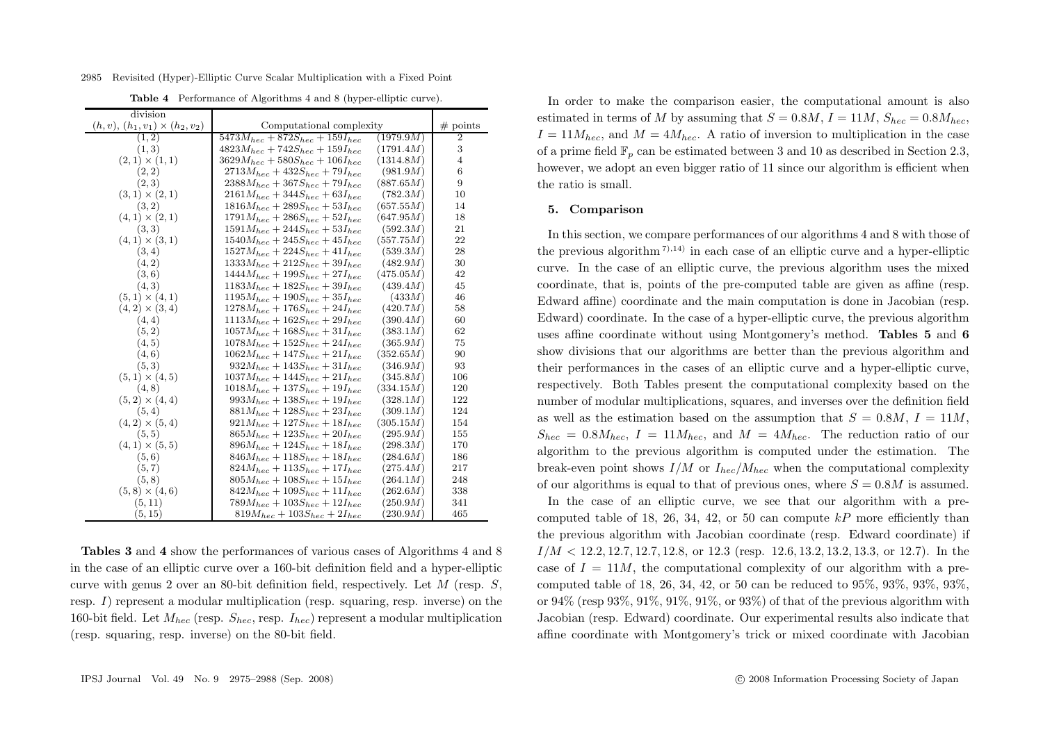**Table 4** Performance of Algorithms 4 and 8 (hyper-elliptic curve).

| division $(h, v)$, $(h_1, v_1) \times (h_2, v_2)$ | Computational complexity | | # points |
|---|---|---|---|
| $(1, 2)$ | $5473M_{hec} + 872S_{hec} + 159I_{hec}$ | $(1979.9M)$ | 2 |
| $(1, 3)$ | $4823M_{hec} + 742S_{hec} + 159I_{hec}$ | $(1791.4M)$ | 3 |
| $(2, 1) \times (1, 1)$ | $3629M_{hec} + 580S_{hec} + 106I_{hec}$ | $(1314.8M)$ | 4 |
| $(2, 2)$ | $2713M_{hec} + 432S_{hec} + 79I_{hec}$ | $(981.9M)$ | 6 |
| $(2, 3)$ | $2388M_{hec} + 367S_{hec} + 79I_{hec}$ | $(887.65M)$ | 9 |
| $(3, 1) \times (2, 1)$ | $2161M_{hec} + 344S_{hec} + 63I_{hec}$ | $(782.3M)$ | 10 |
| $(3, 2)$ | $1816M_{hec} + 289S_{hec} + 53I_{hec}$ | $(657.55M)$ | 14 |
| $(4, 1) \times (2, 1)$ | $1791M_{hec} + 286S_{hec} + 52I_{hec}$ | $(647.95M)$ | 18 |
| $(3, 3)$ | $1591M_{hec} + 244S_{hec} + 53I_{hec}$ | $(592.3M)$ | 21 |
| $(4, 1) \times (3, 1)$ | $1540M_{hec} + 245S_{hec} + 45I_{hec}$ | $(557.75M)$ | 22 |
| $(3, 4)$ | $1527M_{hec} + 224S_{hec} + 41I_{hec}$ | $(539.3M)$ | 28 |
| $(4, 2)$ | $1333M_{hec} + 212S_{hec} + 39I_{hec}$ | $(482.9M)$ | 30 |
| $(3, 6)$ | $1444M_{hec} + 199S_{hec} + 27I_{hec}$ | $(475.05M)$ | 42 |
| $(4, 3)$ | $1183M_{hec} + 182S_{hec} + 39I_{hec}$ | $(439.4M)$ | 45 |
| $(5, 1) \times (4, 1)$ | $1195M_{hec} + 190S_{hec} + 35I_{hec}$ | $(433M)$ | 46 |
| $(4, 2) \times (3, 4)$ | $1278M_{hec} + 176S_{hec} + 24I_{hec}$ | $(420.7M)$ | 58 |
| $(4, 4)$ | $1113M_{hec} + 162S_{hec} + 29I_{hec}$ | $(390.4M)$ | 60 |
| $(5, 2)$ | $1057M_{hec} + 168S_{hec} + 31I_{hec}$ | $(383.1M)$ | 62 |
| $(4, 5)$ | $1078M_{hec} + 152S_{hec} + 24I_{hec}$ | $(365.9M)$ | 75 |
| $(4, 6)$ | $1062M_{hec} + 147S_{hec} + 21I_{hec}$ | $(352.65M)$ | 90 |
| $(5, 3)$ | $932M_{hec} + 143S_{hec} + 31I_{hec}$ | $(346.9M)$ | 93 |
| $(5, 1) \times (4, 5)$ | $1037M_{hec} + 144S_{hec} + 21I_{hec}$ | $(345.8M)$ | 106 |
| $(4, 8)$ | $1018M_{hec} + 137S_{hec} + 19I_{hec}$ | $(334.15M)$ | 120 |
| $(5, 2) \times (4, 4)$ | $993M_{hec} + 138S_{hec} + 19I_{hec}$ | $(328.1M)$ | 122 |
| $(5, 4)$ | $881M_{hec} + 128S_{hec} + 23I_{hec}$ | $(309.1M)$ | 124 |
| $(4, 2) \times (5, 4)$ | $921M_{hec} + 127S_{hec} + 18I_{hec}$ | $(305.15M)$ | 154 |
| $(5, 5)$ | $865M_{hec} + 123S_{hec} + 20I_{hec}$ | $(295.9M)$ | 155 |
| $(4, 1) \times (5, 5)$ | $896M_{hec} + 124S_{hec} + 18I_{hec}$ | $(298.3M)$ | 170 |
| $(5, 6)$ | $846M_{hec} + 118S_{hec} + 18I_{hec}$ | $(284.6M)$ | 186 |
| $(5, 7)$ | $824M_{hec} + 113S_{hec} + 17I_{hec}$ | $(275.4M)$ | 217 |
| $(5, 8)$ | $805M_{hec} + 108S_{hec} + 15I_{hec}$ | $(264.1M)$ | 248 |
| $(5, 8) \times (4, 6)$ | $842M_{hec} + 109S_{hec} + 11I_{hec}$ | $(262.6M)$ | 338 |
| $(5, 11)$ | $789M_{hec} + 103S_{hec} + 12I_{hec}$ | $(250.9M)$ | 341 |
| $(5, 15)$ | $819M_{hec} + 103S_{hec} + 2I_{hec}$ | $(230.9M)$ | 465 |

**Tables 3** and **4** show the performances of various cases of Algorithms 4 and 8 in the case of an elliptic curve over a 160-bit definition field and a hyper-elliptic curve with genus 2 over an 80-bit definition field, respectively. Let $M$ (resp. $S$, resp. $I$) represent a modular multiplication (resp. squaring, resp. inverse) on the 160-bit field. Let $M_{hec}$ (resp. $S_{hec}$, resp. $I_{hec}$) represent a modular multiplication (resp. squaring, resp. inverse) on the 80-bit field.

In order to make the comparison easier, the computational amount is also estimated in terms of $M$ by assuming that $S = 0.8M$, $I = 11M$, $S_{hec} = 0.8M_{hec}$, $I = 11M_{hec}$, and $M = 4M_{hec}$. A ratio of inversion to multiplication in the case of a prime field $\mathbb{F}_p$ can be estimated between 3 and 10 as described in Section 2.3, however, we adopt an even bigger ratio of 11 since our algorithm is efficient when the ratio is small.

## 5. Comparison

In this section, we compare performances of our algorithms 4 and 8 with those of the previous algorithm [7),14)] in each case of an elliptic curve and a hyper-elliptic curve. In the case of an elliptic curve, the previous algorithm uses the mixed coordinate, that is, points of the pre-computed table are given as affine (resp. Edward affine) coordinate and the main computation is done in Jacobian (resp. Edward) coordinate. In the case of a hyper-elliptic curve, the previous algorithm uses affine coordinate without using Montgomery's method. **Tables 5** and **6** show divisions that our algorithms are better than the previous algorithm and their performances in the cases of an elliptic curve and a hyper-elliptic curve, respectively. Both Tables present the computational complexity based on the number of modular multiplications, squares, and inverses over the definition field as well as the estimation based on the assumption that $S = 0.8M$, $I = 11M$, $S_{hec} = 0.8M_{hec}$, $I = 11M_{hec}$, and $M = 4M_{hec}$. The reduction ratio of our algorithm to the previous algorithm is computed under the estimation. The break-even point shows $I/M$ or $I_{hec}/M_{hec}$ when the computational complexity of our algorithms is equal to that of previous ones, where $S = 0.8M$ is assumed.

In the case of an elliptic curve, we see that our algorithm with a pre-computed table of 18, 26, 34, 42, or 50 can compute $kP$ more efficiently than the previous algorithm with Jacobian coordinate (resp. Edward coordinate) if $I/M < 12.2, 12.7, 12.7, 12.8$, or $12.3$ (resp. $12.6, 13.2, 13.2, 13.3$, or $12.7$). In the case of $I = 11M$, the computational complexity of our algorithm with a pre-computed table of 18, 26, 34, 42, or 50 can be reduced to 95%, 93%, 93%, 93%, or 94% (resp 93%, 91%, 91%, 91%, or 93%) of that of the previous algorithm with Jacobian (resp. Edward) coordinate. Our experimental results also indicate that affine coordinate with Montgomery's trick or mixed coordinate with Jacobian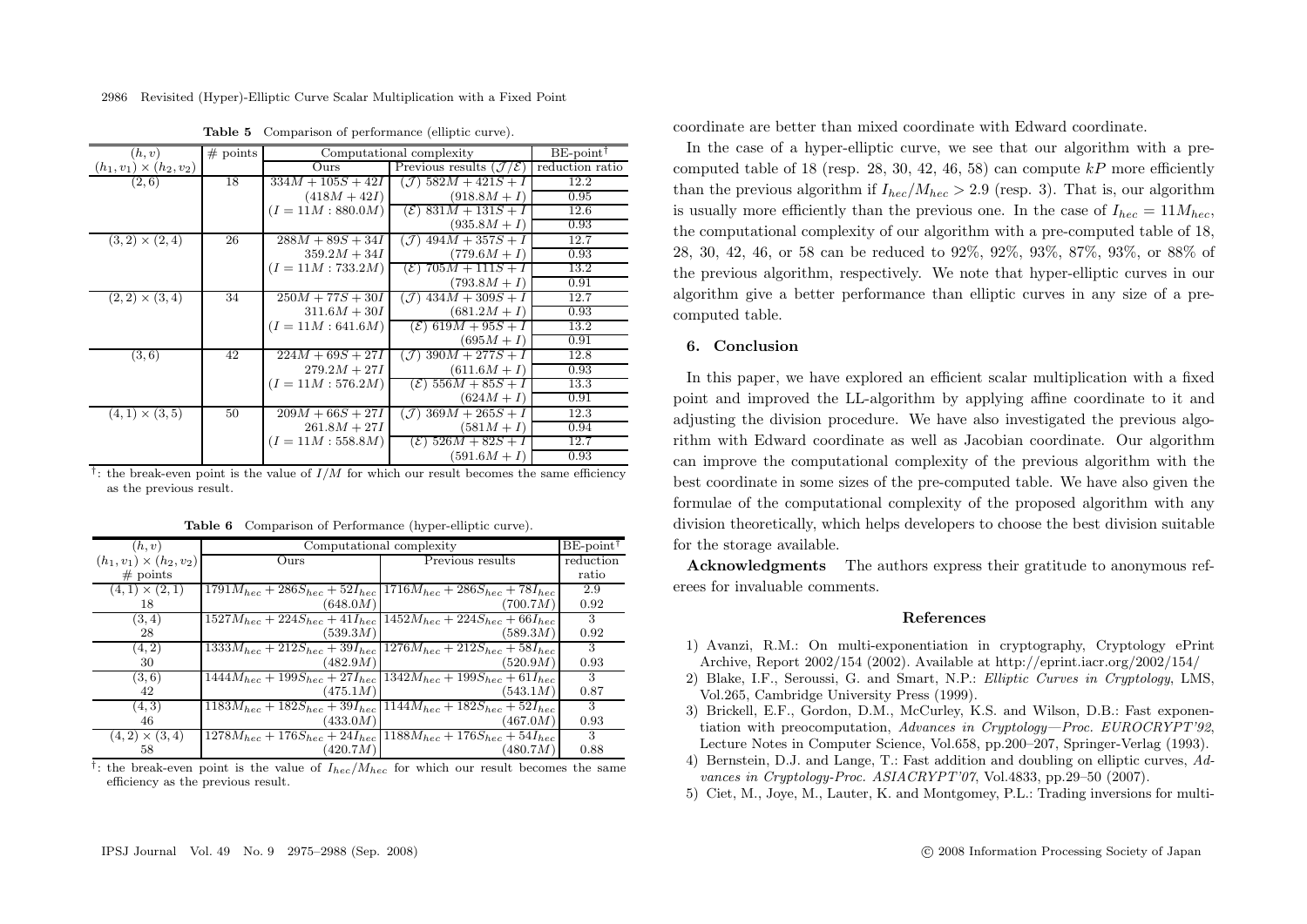**Table 5** Comparison of performance (elliptic curve).

| $(h,v)$ | # points | Computational complexity | | BE-point[†] |
|---|---|---|---|---|
| $(h_1,v_1)\times(h_2,v_2)$ | | Ours | Previous results ($\mathcal{J}/\mathcal{E}$) | reduction ratio |
| $(2,6)$ | 18 | $334M+105S+42I$ | ($\mathcal{J}$) $582M+421S+I$ | 12.2 |
| | | $(418M+42I)$ | $(918.8M+I)$ | 0.95 |
| | | $(I=11M:880.0M)$ | ($\mathcal{E}$) $831M+131S+I$ | 12.6 |
| | | | $(935.8M+I)$ | 0.93 |
| $(3,2)\times(2,4)$ | 26 | $288M+89S+34I$ | ($\mathcal{J}$) $494M+357S+I$ | 12.7 |
| | | $359.2M+34I$ | $(779.6M+I)$ | 0.93 |
| | | $(I=11M:733.2M)$ | ($\mathcal{E}$) $705M+111S+I$ | 13.2 |
| | | | $(793.8M+I)$ | 0.91 |
| $(2,2)\times(3,4)$ | 34 | $250M+77S+30I$ | ($\mathcal{J}$) $434M+309S+I$ | 12.7 |
| | | $311.6M+30I$ | $(681.2M+I)$ | 0.93 |
| | | $(I=11M:641.6M)$ | ($\mathcal{E}$) $619M+95S+I$ | 13.2 |
| | | | $(695M+I)$ | 0.91 |
| $(3,6)$ | 42 | $224M+69S+27I$ | ($\mathcal{J}$) $390M+277S+I$ | 12.8 |
| | | $279.2M+27I$ | $(611.6M+I)$ | 0.93 |
| | | $(I=11M:576.2M)$ | ($\mathcal{E}$) $556M+85S+I$ | 13.3 |
| | | | $(624M+I)$ | 0.91 |
| $(4,1)\times(3,5)$ | 50 | $209M+66S+27I$ | ($\mathcal{J}$) $369M+265S+I$ | 12.3 |
| | | $261.8M+27I$ | $(581M+I)$ | 0.94 |
| | | $(I=11M:558.8M)$ | ($\mathcal{E}$) $526M+82S+I$ | 12.7 |
| | | | $(591.6M+I)$ | 0.93 |

†: the break-even point is the value of $I/M$ for which our result becomes the same efficiency as the previous result.

**Table 6** Comparison of Performance (hyper-elliptic curve).

| $(h,v)$ | Computational complexity | | BE-point[†] |
|---|---|---|---|
| $(h_1,v_1)\times(h_2,v_2)$ # points | Ours | Previous results | reduction ratio |
| $(4,1)\times(2,1)$ | $1791M_{hec}+286S_{hec}+52I_{hec}$ | $1716M_{hec}+286S_{hec}+78I_{hec}$ | 2.9 |
| 18 | $(648.0M)$ | $(700.7M)$ | 0.92 |
| $(3,4)$ | $1527M_{hec}+224S_{hec}+41I_{hec}$ | $1452M_{hec}+224S_{hec}+66I_{hec}$ | 3 |
| 28 | $(539.3M)$ | $(589.3M)$ | 0.92 |
| $(4,2)$ | $1333M_{hec}+212S_{hec}+39I_{hec}$ | $1276M_{hec}+212S_{hec}+58I_{hec}$ | 3 |
| 30 | $(482.9M)$ | $(520.9M)$ | 0.93 |
| $(3,6)$ | $1444M_{hec}+199S_{hec}+27I_{hec}$ | $1342M_{hec}+199S_{hec}+61I_{hec}$ | 3 |
| 42 | $(475.1M)$ | $(543.1M)$ | 0.87 |
| $(4,3)$ | $1183M_{hec}+182S_{hec}+39I_{hec}$ | $1144M_{hec}+182S_{hec}+52I_{hec}$ | 3 |
| 46 | $(433.0M)$ | $(467.0M)$ | 0.93 |
| $(4,2)\times(3,4)$ | $1278M_{hec}+176S_{hec}+24I_{hec}$ | $1188M_{hec}+176S_{hec}+54I_{hec}$ | 3 |
| 58 | $(420.7M)$ | $(480.7M)$ | 0.88 |

†: the break-even point is the value of $I_{hec}/M_{hec}$ for which our result becomes the same efficiency as the previous result.

coordinate are better than mixed coordinate with Edward coordinate.

In the case of a hyper-elliptic curve, we see that our algorithm with a pre-computed table of 18 (resp. 28, 30, 42, 46, 58) can compute $kP$ more efficiently than the previous algorithm if $I_{hec}/M_{hec} > 2.9$ (resp. 3). That is, our algorithm is usually more efficiently than the previous one. In the case of $I_{hec} = 11M_{hec}$, the computational complexity of our algorithm with a pre-computed table of 18, 28, 30, 42, 46, or 58 can be reduced to 92%, 92%, 93%, 87%, 93%, or 88% of the previous algorithm, respectively. We note that hyper-elliptic curves in our algorithm give a better performance than elliptic curves in any size of a pre-computed table.

## 6. Conclusion

In this paper, we have explored an efficient scalar multiplication with a fixed point and improved the LL-algorithm by applying affine coordinate to it and adjusting the division procedure. We have also investigated the previous algorithm with Edward coordinate as well as Jacobian coordinate. Our algorithm can improve the computational complexity of the previous algorithm with the best coordinate in some sizes of the pre-computed table. We have also given the formulae of the computational complexity of the proposed algorithm with any division theoretically, which helps developers to choose the best division suitable for the storage available.

**Acknowledgments** The authors express their gratitude to anonymous referees for invaluable comments.

### References

1) Avanzi, R.M.: On multi-exponentiation in cryptography, Cryptology ePrint Archive, Report 2002/154 (2002). Available at http://eprint.iacr.org/2002/154/
2) Blake, I.F., Seroussi, G. and Smart, N.P.: *Elliptic Curves in Cryptology*, LMS, Vol.265, Cambridge University Press (1999).
3) Brickell, E.F., Gordon, D.M., McCurley, K.S. and Wilson, D.B.: Fast exponentiation with preocomputation, *Advances in Cryptology—Proc. EUROCRYPT'92*, Lecture Notes in Computer Science, Vol.658, pp.200–207, Springer-Verlag (1993).
4) Bernstein, D.J. and Lange, T.: Fast addition and doubling on elliptic curves, *Advances in Cryptology-Proc. ASIACRYPT'07*, Vol.4833, pp.29–50 (2007).
5) Ciet, M., Joye, M., Lauter, K. and Montgomey, P.L.: Trading inversions for multi-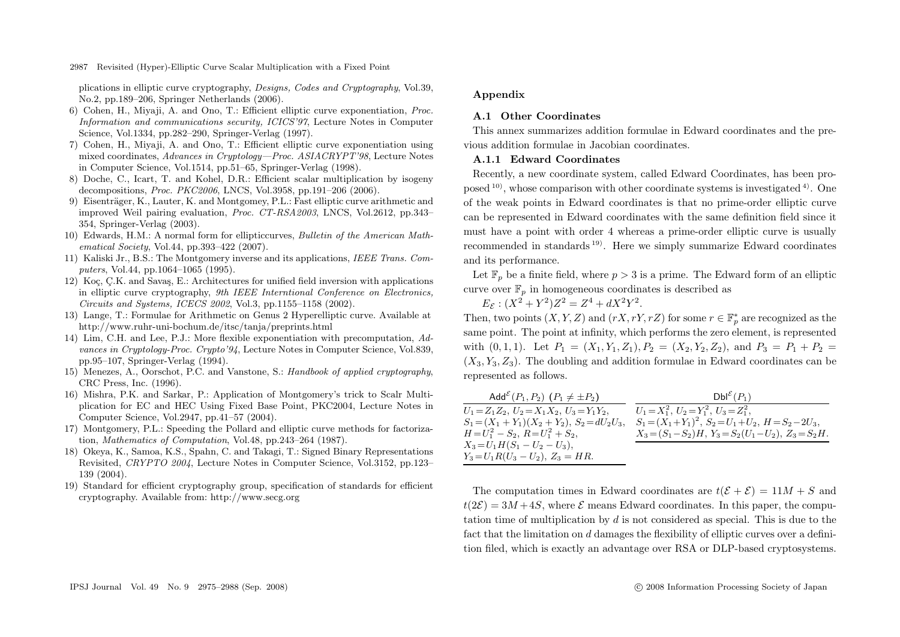plications in elliptic curve cryptography, *Designs, Codes and Cryptography*, Vol.39, No.2, pp.189–206, Springer Netherlands (2006).

6) Cohen, H., Miyaji, A. and Ono, T.: Efficient elliptic curve exponentiation, *Proc. Information and communications security, ICICS'97*, Lecture Notes in Computer Science, Vol.1334, pp.282–290, Springer-Verlag (1997).
7) Cohen, H., Miyaji, A. and Ono, T.: Efficient elliptic curve exponentiation using mixed coordinates, *Advances in Cryptology—Proc. ASIACRYPT'98*, Lecture Notes in Computer Science, Vol.1514, pp.51–65, Springer-Verlag (1998).
8) Doche, C., Icart, T. and Kohel, D.R.: Efficient scalar multiplication by isogeny decompositions, *Proc. PKC2006*, LNCS, Vol.3958, pp.191–206 (2006).
9) Eisenträger, K., Lauter, K. and Montgomey, P.L.: Fast elliptic curve arithmetic and improved Weil pairing evaluation, *Proc. CT-RSA2003*, LNCS, Vol.2612, pp.343–354, Springer-Verlag (2003).
10) Edwards, H.M.: A normal form for ellipticcurves, *Bulletin of the American Mathematical Society*, Vol.44, pp.393–422 (2007).
11) Kaliski Jr., B.S.: The Montgomery inverse and its applications, *IEEE Trans. Computers*, Vol.44, pp.1064–1065 (1995).
12) Koç, Ç.K. and Savaş, E.: Architectures for unified field inversion with applications in elliptic curve cryptography, *9th IEEE Interntional Conference on Electronics, Circuits and Systems, ICECS 2002*, Vol.3, pp.1155–1158 (2002).
13) Lange, T.: Formulae for Arithmetic on Genus 2 Hyperelliptic curve. Available at http://www.ruhr-uni-bochum.de/itsc/tanja/preprints.html
14) Lim, C.H. and Lee, P.J.: More flexible exponentiation with precomputation, *Advances in Cryptology-Proc. Crypto'94*, Lecture Notes in Computer Science, Vol.839, pp.95–107, Springer-Verlag (1994).
15) Menezes, A., Oorschot, P.C. and Vanstone, S.: *Handbook of applied cryptography*, CRC Press, Inc. (1996).
16) Mishra, P.K. and Sarkar, P.: Application of Montgomery's trick to Scalr Multiplication for EC and HEC Using Fixed Base Point, PKC2004, Lecture Notes in Computer Science, Vol.2947, pp.41–57 (2004).
17) Montgomery, P.L.: Speeding the Pollard and elliptic curve methods for factorization, *Mathematics of Computation*, Vol.48, pp.243–264 (1987).
18) Okeya, K., Samoa, K.S., Spahn, C. and Takagi, T.: Signed Binary Representations Revisited, *CRYPTO 2004*, Lecture Notes in Computer Science, Vol.3152, pp.123–139 (2004).
19) Standard for efficient cryptography group, specification of standards for efficient cryptography. Available from: http://www.secg.org

## Appendix

### A.1 Other Coordinates

This annex summarizes addition formulae in Edward coordinates and the previous addition formulae in Jacobian coordinates.

#### A.1.1 Edward Coordinates

Recently, a new coordinate system, called Edward Coordinates, has been proposed [10], whose comparison with other coordinate systems is investigated [4]. One of the weak points in Edward coordinates is that no prime-order elliptic curve can be represented in Edward coordinates with the same definition field since it must have a point with order 4 whereas a prime-order elliptic curve is usually recommended in standards [19]. Here we simply summarize Edward coordinates and its performance.

Let $\mathbb{F}_p$ be a finite field, where $p > 3$ is a prime. The Edward form of an elliptic curve over $\mathbb{F}_p$ in homogeneous coordinates is described as

$E_{\mathcal{E}} : (X^2 + Y^2)Z^2 = Z^4 + dX^2Y^2$.

Then, two points $(X, Y, Z)$ and $(rX, rY, rZ)$ for some $r \in \mathbb{F}_p^*$ are recognized as the same point. The point at infinity, which performs the zero element, is represented with $(0, 1, 1)$. Let $P_1 = (X_1, Y_1, Z_1), P_2 = (X_2, Y_2, Z_2)$, and $P_3 = P_1 + P_2 = (X_3, Y_3, Z_3)$. The doubling and addition formulae in Edward coordinates can be represented as follows.

| $\mathsf{Add}^{\mathcal{E}}(P_1, P_2)$ $(P_1 \neq \pm P_2)$ |
|---|
| $U_1 = Z_1Z_2$, $U_2 = X_1X_2$, $U_3 = Y_1Y_2$, |
| $S_1 = (X_1 + Y_1)(X_2 + Y_2)$, $S_2 = dU_2U_3$, |
| $H = U_1^2 - S_2$, $R = U_1^2 + S_2$, |
| $X_3 = U_1H(S_1 - U_2 - U_3)$, |
| $Y_3 = U_1R(U_3 - U_2)$, $Z_3 = HR$. |

| $\mathsf{Dbl}^{\mathcal{E}}(P_1)$ |
|---|
| $U_1 = X_1^2$, $U_2 = Y_1^2$, $U_3 = Z_1^2$, |
| $S_1 = (X_1 + Y_1)^2$, $S_2 = U_1 + U_2$, $H = S_2 - 2U_3$, |
| $X_3 = (S_1 - S_2)H$, $Y_3 = S_2(U_1 - U_2)$, $Z_3 = S_2H$. |

The computation times in Edward coordinates are $t(\mathcal{E} + \mathcal{E}) = 11M + S$ and $t(2\mathcal{E}) = 3M + 4S$, where $\mathcal{E}$ means Edward coordinates. In this paper, the computation time of multiplication by $d$ is not considered as special. This is due to the fact that the limitation on $d$ damages the flexibility of elliptic curves over a definition filed, which is exactly an advantage over RSA or DLP-based cryptosystems.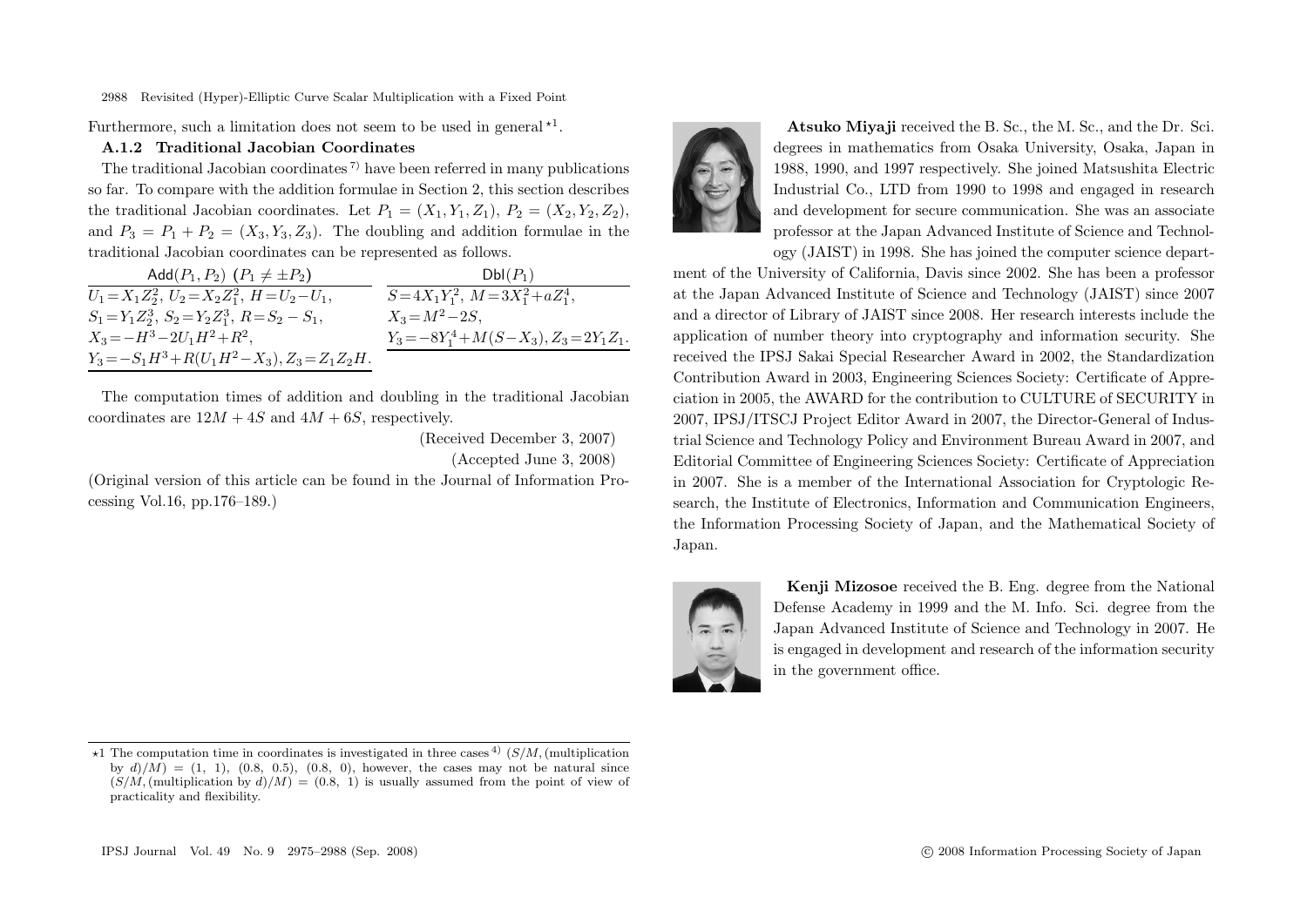Furthermore, such a limitation does not seem to be used in general[⋆1].

### A.1.2 Traditional Jacobian Coordinates

The traditional Jacobian coordinates[7] have been referred in many publications so far. To compare with the addition formulae in Section 2, this section describes the traditional Jacobian coordinates. Let $P_1 = (X_1, Y_1, Z_1)$, $P_2 = (X_2, Y_2, Z_2)$, and $P_3 = P_1 + P_2 = (X_3, Y_3, Z_3)$. The doubling and addition formulae in the traditional Jacobian coordinates can be represented as follows.

| $\mathsf{Add}(P_1, P_2)$ $(P_1 \neq \pm P_2)$ | $\mathsf{Dbl}(P_1)$ |
|---|---|
| $U_1 = X_1 Z_2^2$, $U_2 = X_2 Z_1^2$, $H = U_2 - U_1$, | $S = 4X_1 Y_1^2$, $M = 3X_1^2 + aZ_1^4$, |
| $S_1 = Y_1 Z_2^3$, $S_2 = Y_2 Z_1^3$, $R = S_2 - S_1$, | $X_3 = M^2 - 2S$, |
| $X_3 = -H^3 - 2U_1 H^2 + R^2$, | $Y_3 = -8Y_1^4 + M(S - X_3)$, $Z_3 = 2Y_1 Z_1$. |
| $Y_3 = -S_1 H^3 + R(U_1 H^2 - X_3)$, $Z_3 = Z_1 Z_2 H$. | |

The computation times of addition and doubling in the traditional Jacobian coordinates are $12M + 4S$ and $4M + 6S$, respectively.

(Received December 3, 2007)

(Accepted June 3, 2008)

(Original version of this article can be found in the Journal of Information Processing Vol.16, pp.176–189.)

**Atsuko Miyaji** received the B. Sc., the M. Sc., and the Dr. Sci. degrees in mathematics from Osaka University, Osaka, Japan in 1988, 1990, and 1997 respectively. She joined Matsushita Electric Industrial Co., LTD from 1990 to 1998 and engaged in research and development for secure communication. She was an associate professor at the Japan Advanced Institute of Science and Technology (JAIST) in 1998. She has joined the computer science department of the University of California, Davis since 2002. She has been a professor at the Japan Advanced Institute of Science and Technology (JAIST) since 2007 and a director of Library of JAIST since 2008. Her research interests include the application of number theory into cryptography and information security. She received the IPSJ Sakai Special Researcher Award in 2002, the Standardization Contribution Award in 2003, Engineering Sciences Society: Certificate of Appreciation in 2005, the AWARD for the contribution to CULTURE of SECURITY in 2007, IPSJ/ITSCJ Project Editor Award in 2007, the Director-General of Industrial Science and Technology Policy and Environment Bureau Award in 2007, and Editorial Committee of Engineering Sciences Society: Certificate of Appreciation in 2007. She is a member of the International Association for Cryptologic Research, the Institute of Electronics, Information and Communication Engineers, the Information Processing Society of Japan, and the Mathematical Society of Japan.

**Kenji Mizosoe** received the B. Eng. degree from the National Defense Academy in 1999 and the M. Info. Sci. degree from the Japan Advanced Institute of Science and Technology in 2007. He is engaged in development and research of the information security in the government office.

---

⋆1 The computation time in coordinates is investigated in three cases[4] $(S/M, (\text{multiplication by } d)/M) = (1,\ 1),\ (0.8,\ 0.5),\ (0.8,\ 0)$, however, the cases may not be natural since $(S/M, (\text{multiplication by } d)/M) = (0.8,\ 1)$ is usually assumed from the point of view of practicality and flexibility.